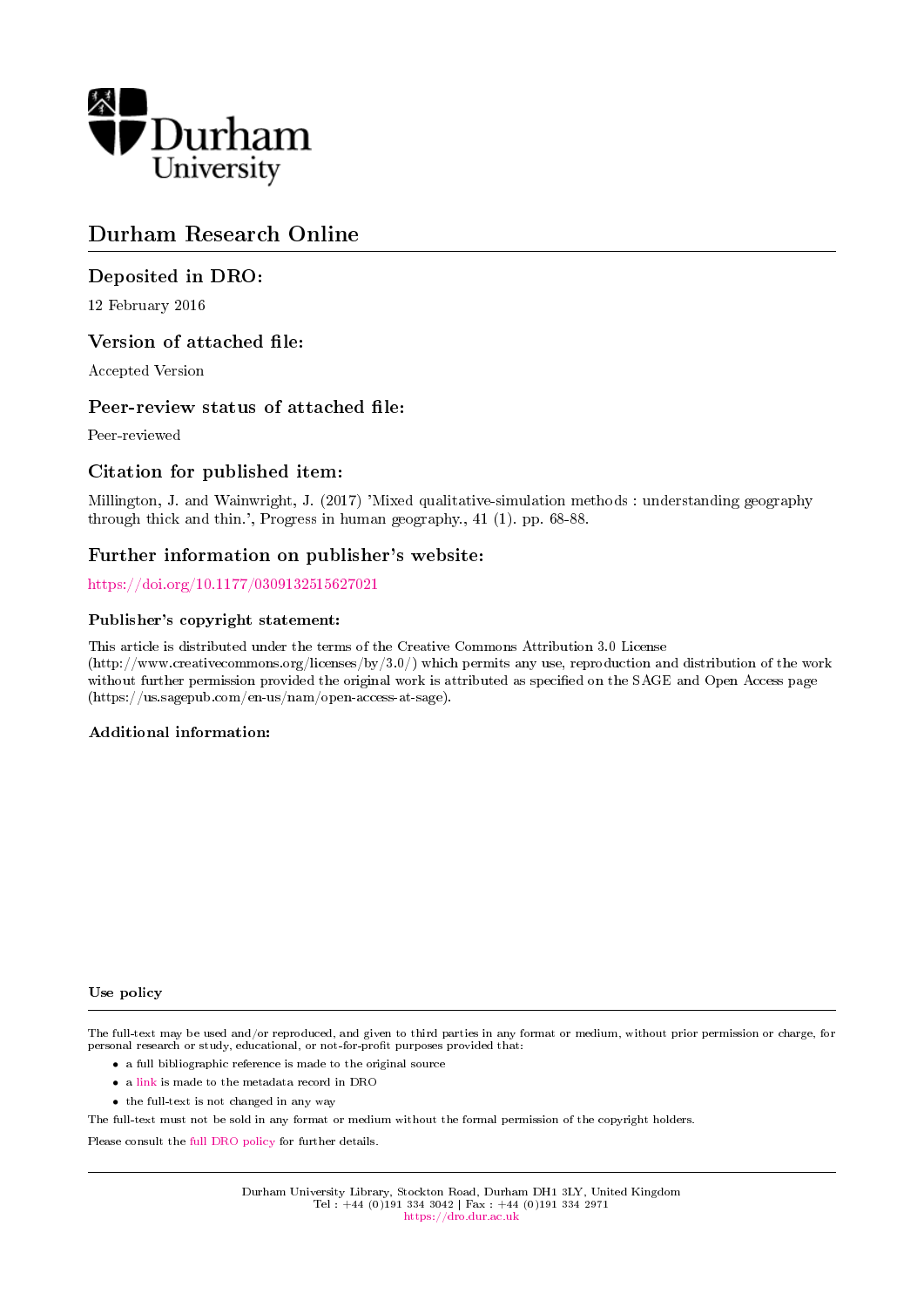Durham University

# Durham Research Online

## Deposited in DRO:

12 February 2016

## Version of attached file:

Accepted Version

## Peer-review status of attached file:

Peer-reviewed

## Citation for published item:

Millington, J. and Wainwright, J. (2017) 'Mixed qualitative-simulation methods : understanding geography through thick and thin.', Progress in human geography., 41 (1). pp. 68-88.

## Further information on publisher's website:

https://doi.org/10.1177/0309132515627021

### Publisher's copyright statement:

This article is distributed under the terms of the Creative Commons Attribution 3.0 License (http://www.creativecommons.org/licenses/by/3.0/) which permits any use, reproduction and distribution of the work without further permission provided the original work is attributed as specified on the SAGE and Open Access page (https://us.sagepub.com/en-us/nam/open-access-at-sage).

### Additional information:

### Use policy

The full-text may be used and/or reproduced, and given to third parties in any format or medium, without prior permission or charge, for personal research or study, educational, or not-for-profit purposes provided that:

- a full bibliographic reference is made to the original source
- a link is made to the metadata record in DRO
- the full-text is not changed in any way

The full-text must not be sold in any format or medium without the formal permission of the copyright holders.

Please consult the full DRO policy for further details.

Durham University Library, Stockton Road, Durham DH1 3LY, United Kingdom
Tel : +44 (0)191 334 3042 | Fax : +44 (0)191 334 2971
https://dro.dur.ac.uk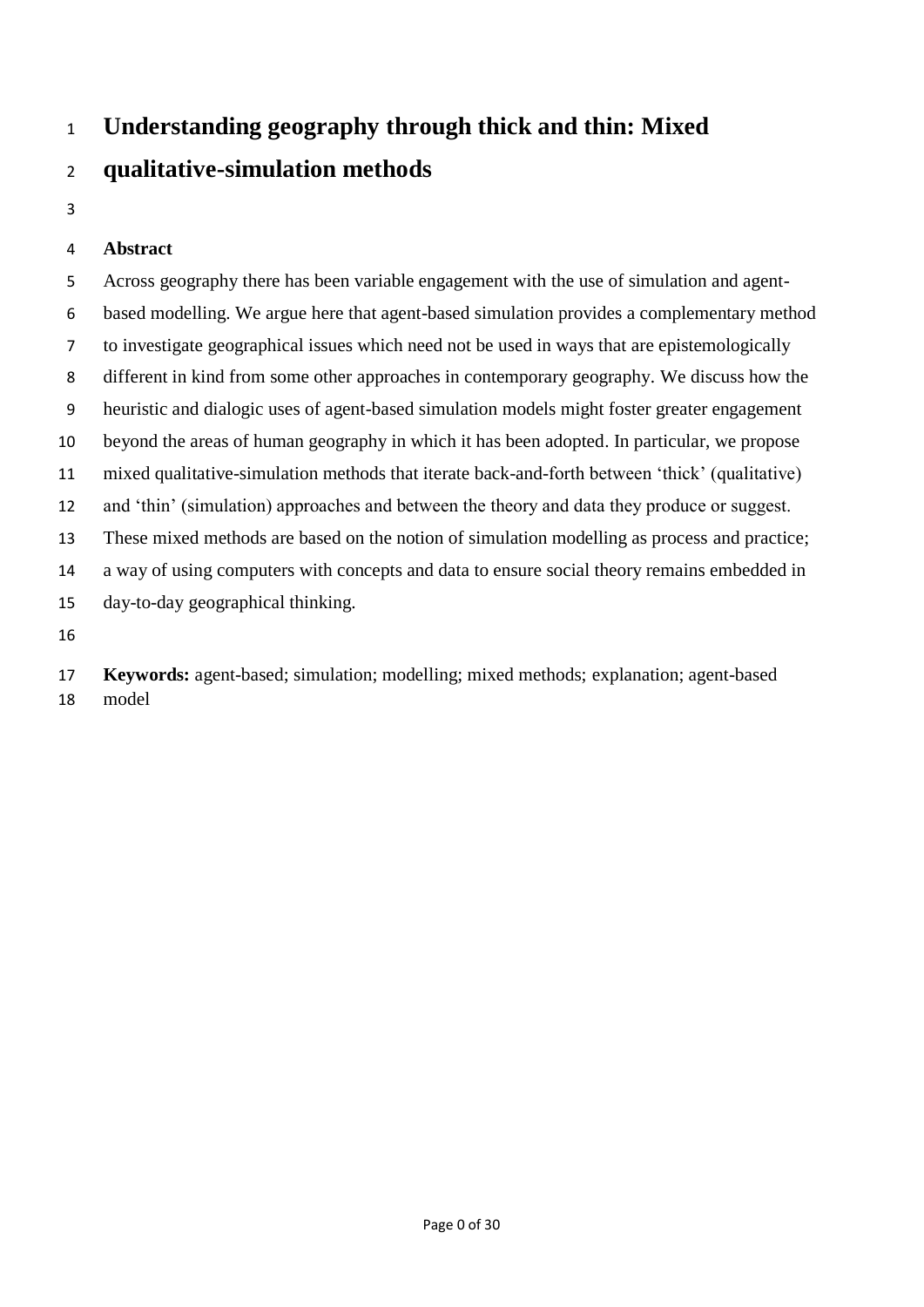# Understanding geography through thick and thin: Mixed qualitative-simulation methods

## Abstract

Across geography there has been variable engagement with the use of simulation and agent-based modelling. We argue here that agent-based simulation provides a complementary method to investigate geographical issues which need not be used in ways that are epistemologically different in kind from some other approaches in contemporary geography. We discuss how the heuristic and dialogic uses of agent-based simulation models might foster greater engagement beyond the areas of human geography in which it has been adopted. In particular, we propose mixed qualitative-simulation methods that iterate back-and-forth between 'thick' (qualitative) and 'thin' (simulation) approaches and between the theory and data they produce or suggest. These mixed methods are based on the notion of simulation modelling as process and practice; a way of using computers with concepts and data to ensure social theory remains embedded in day-to-day geographical thinking.

**Keywords:** agent-based; simulation; modelling; mixed methods; explanation; agent-based model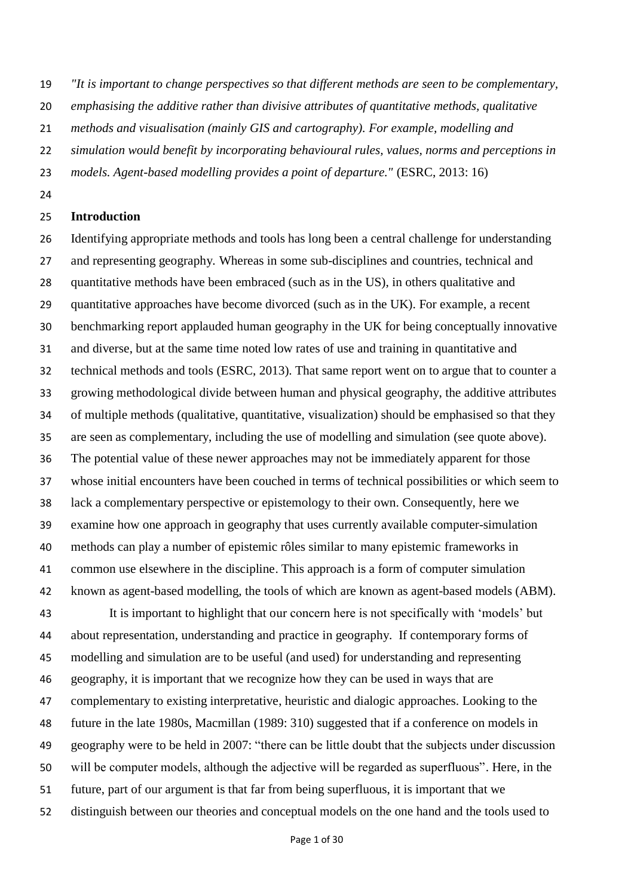*"It is important to change perspectives so that different methods are seen to be complementary, emphasising the additive rather than divisive attributes of quantitative methods, qualitative methods and visualisation (mainly GIS and cartography). For example, modelling and simulation would benefit by incorporating behavioural rules, values, norms and perceptions in models. Agent-based modelling provides a point of departure."* (ESRC, 2013: 16)

**Introduction**

Identifying appropriate methods and tools has long been a central challenge for understanding and representing geography. Whereas in some sub-disciplines and countries, technical and quantitative methods have been embraced (such as in the US), in others qualitative and quantitative approaches have become divorced (such as in the UK). For example, a recent benchmarking report applauded human geography in the UK for being conceptually innovative and diverse, but at the same time noted low rates of use and training in quantitative and technical methods and tools (ESRC, 2013). That same report went on to argue that to counter a growing methodological divide between human and physical geography, the additive attributes of multiple methods (qualitative, quantitative, visualization) should be emphasised so that they are seen as complementary, including the use of modelling and simulation (see quote above). The potential value of these newer approaches may not be immediately apparent for those whose initial encounters have been couched in terms of technical possibilities or which seem to lack a complementary perspective or epistemology to their own. Consequently, here we examine how one approach in geography that uses currently available computer-simulation methods can play a number of epistemic rôles similar to many epistemic frameworks in common use elsewhere in the discipline. This approach is a form of computer simulation known as agent-based modelling, the tools of which are known as agent-based models (ABM).

It is important to highlight that our concern here is not specifically with 'models' but about representation, understanding and practice in geography. If contemporary forms of modelling and simulation are to be useful (and used) for understanding and representing geography, it is important that we recognize how they can be used in ways that are complementary to existing interpretative, heuristic and dialogic approaches. Looking to the future in the late 1980s, Macmillan (1989: 310) suggested that if a conference on models in geography were to be held in 2007: "there can be little doubt that the subjects under discussion will be computer models, although the adjective will be regarded as superfluous". Here, in the future, part of our argument is that far from being superfluous, it is important that we distinguish between our theories and conceptual models on the one hand and the tools used to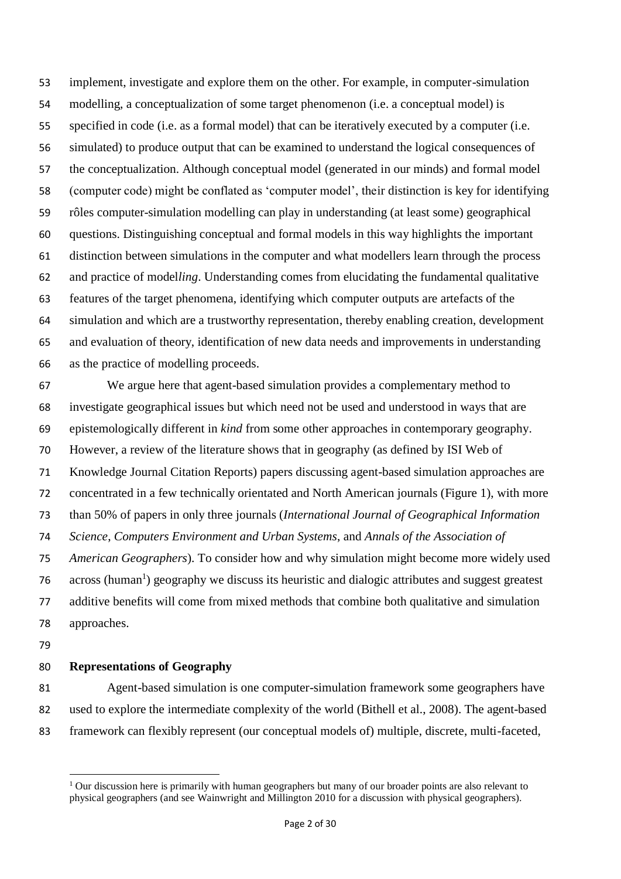implement, investigate and explore them on the other. For example, in computer-simulation modelling, a conceptualization of some target phenomenon (i.e. a conceptual model) is specified in code (i.e. as a formal model) that can be iteratively executed by a computer (i.e. simulated) to produce output that can be examined to understand the logical consequences of the conceptualization. Although conceptual model (generated in our minds) and formal model (computer code) might be conflated as 'computer model', their distinction is key for identifying rôles computer-simulation modelling can play in understanding (at least some) geographical questions. Distinguishing conceptual and formal models in this way highlights the important distinction between simulations in the computer and what modellers learn through the process and practice of model*ling*. Understanding comes from elucidating the fundamental qualitative features of the target phenomena, identifying which computer outputs are artefacts of the simulation and which are a trustworthy representation, thereby enabling creation, development and evaluation of theory, identification of new data needs and improvements in understanding as the practice of modelling proceeds.

We argue here that agent-based simulation provides a complementary method to investigate geographical issues but which need not be used and understood in ways that are epistemologically different in *kind* from some other approaches in contemporary geography. However, a review of the literature shows that in geography (as defined by ISI Web of Knowledge Journal Citation Reports) papers discussing agent-based simulation approaches are concentrated in a few technically orientated and North American journals (Figure 1), with more than 50% of papers in only three journals (*International Journal of Geographical Information Science*, *Computers Environment and Urban Systems*, and *Annals of the Association of American Geographers*). To consider how and why simulation might become more widely used across (human[1]) geography we discuss its heuristic and dialogic attributes and suggest greatest additive benefits will come from mixed methods that combine both qualitative and simulation approaches.

## Representations of Geography

Agent-based simulation is one computer-simulation framework some geographers have used to explore the intermediate complexity of the world (Bithell et al., 2008). The agent-based framework can flexibly represent (our conceptual models of) multiple, discrete, multi-faceted,

[1] Our discussion here is primarily with human geographers but many of our broader points are also relevant to physical geographers (and see Wainwright and Millington 2010 for a discussion with physical geographers).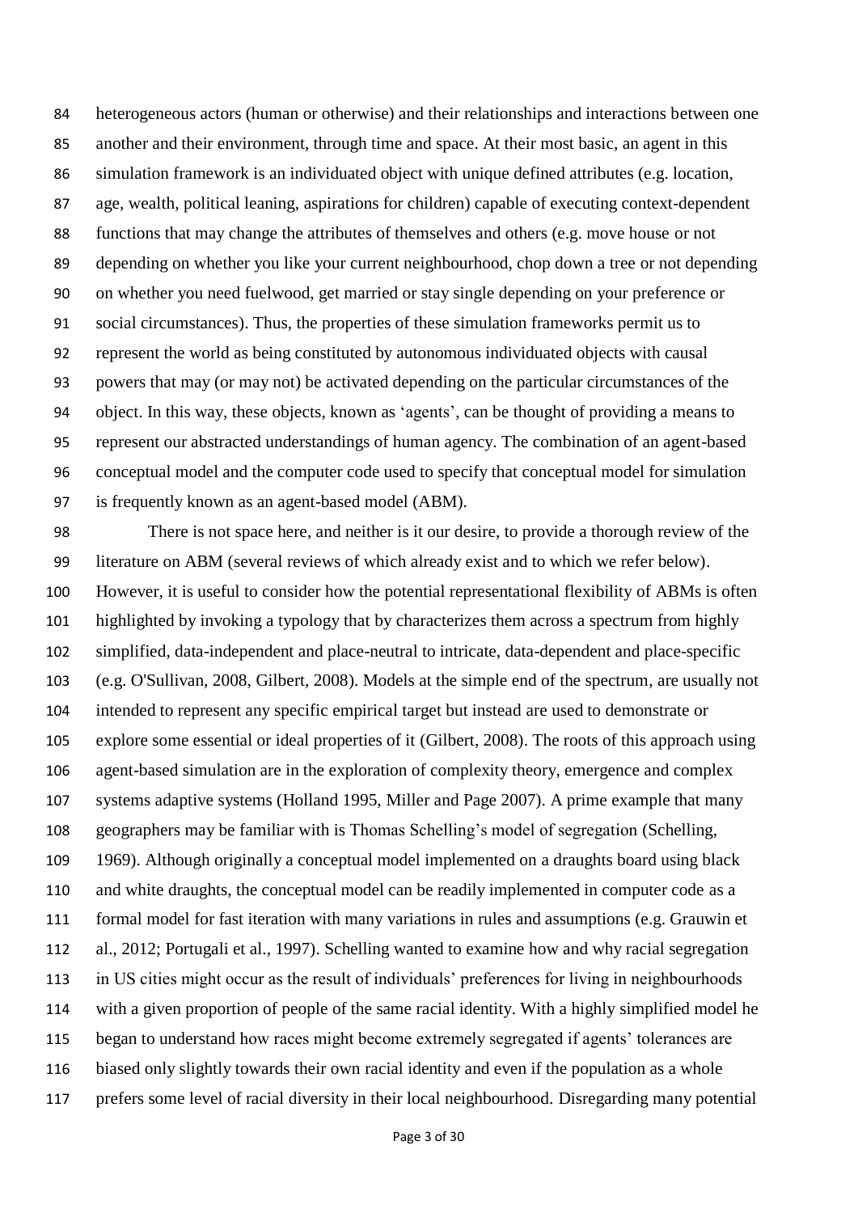heterogeneous actors (human or otherwise) and their relationships and interactions between one another and their environment, through time and space. At their most basic, an agent in this simulation framework is an individuated object with unique defined attributes (e.g. location, age, wealth, political leaning, aspirations for children) capable of executing context-dependent functions that may change the attributes of themselves and others (e.g. move house or not depending on whether you like your current neighbourhood, chop down a tree or not depending on whether you need fuelwood, get married or stay single depending on your preference or social circumstances). Thus, the properties of these simulation frameworks permit us to represent the world as being constituted by autonomous individuated objects with causal powers that may (or may not) be activated depending on the particular circumstances of the object. In this way, these objects, known as 'agents', can be thought of providing a means to represent our abstracted understandings of human agency. The combination of an agent-based conceptual model and the computer code used to specify that conceptual model for simulation is frequently known as an agent-based model (ABM).

There is not space here, and neither is it our desire, to provide a thorough review of the literature on ABM (several reviews of which already exist and to which we refer below). However, it is useful to consider how the potential representational flexibility of ABMs is often highlighted by invoking a typology that by characterizes them across a spectrum from highly simplified, data-independent and place-neutral to intricate, data-dependent and place-specific (e.g. O'Sullivan, 2008, Gilbert, 2008). Models at the simple end of the spectrum, are usually not intended to represent any specific empirical target but instead are used to demonstrate or explore some essential or ideal properties of it (Gilbert, 2008). The roots of this approach using agent-based simulation are in the exploration of complexity theory, emergence and complex systems adaptive systems (Holland 1995, Miller and Page 2007). A prime example that many geographers may be familiar with is Thomas Schelling's model of segregation (Schelling, 1969). Although originally a conceptual model implemented on a draughts board using black and white draughts, the conceptual model can be readily implemented in computer code as a formal model for fast iteration with many variations in rules and assumptions (e.g. Grauwin et al., 2012; Portugali et al., 1997). Schelling wanted to examine how and why racial segregation in US cities might occur as the result of individuals' preferences for living in neighbourhoods with a given proportion of people of the same racial identity. With a highly simplified model he began to understand how races might become extremely segregated if agents' tolerances are biased only slightly towards their own racial identity and even if the population as a whole prefers some level of racial diversity in their local neighbourhood. Disregarding many potential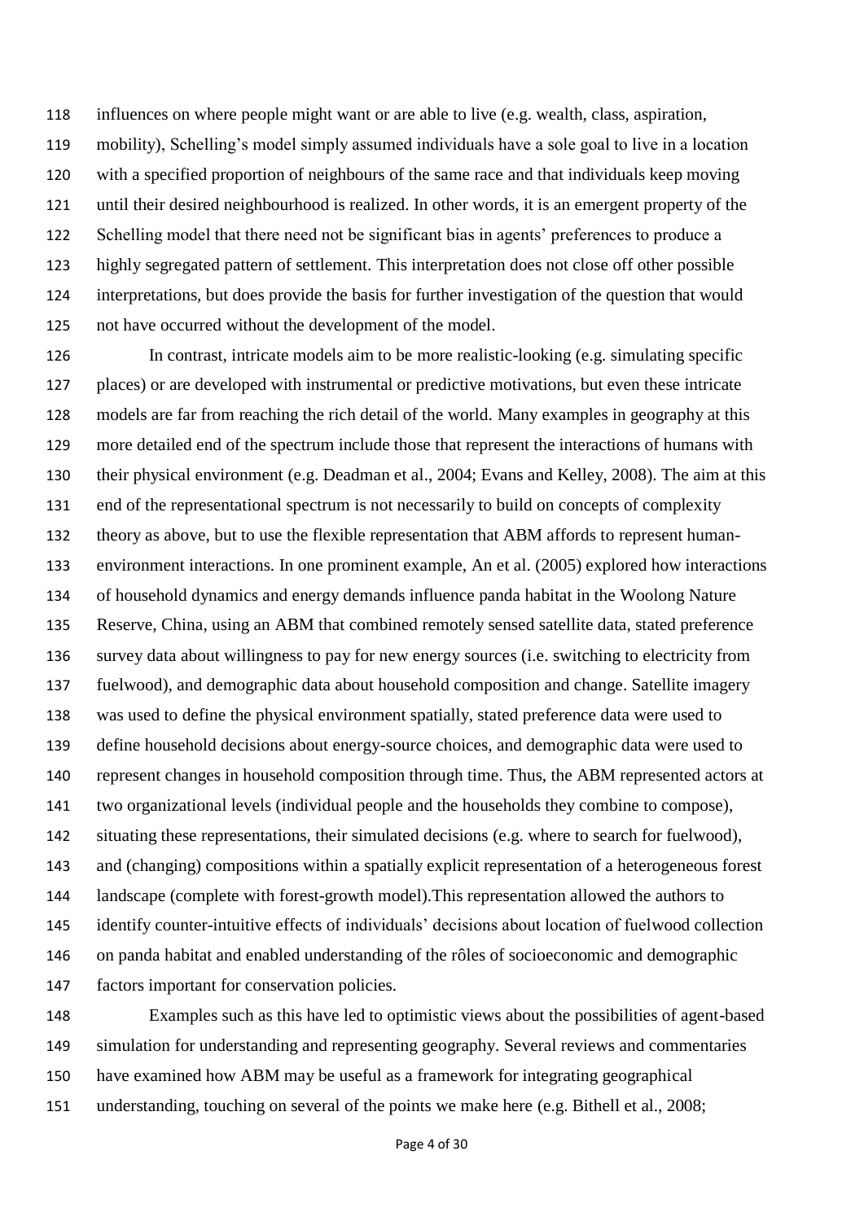influences on where people might want or are able to live (e.g. wealth, class, aspiration, mobility), Schelling's model simply assumed individuals have a sole goal to live in a location with a specified proportion of neighbours of the same race and that individuals keep moving until their desired neighbourhood is realized. In other words, it is an emergent property of the Schelling model that there need not be significant bias in agents' preferences to produce a highly segregated pattern of settlement. This interpretation does not close off other possible interpretations, but does provide the basis for further investigation of the question that would not have occurred without the development of the model.

In contrast, intricate models aim to be more realistic-looking (e.g. simulating specific places) or are developed with instrumental or predictive motivations, but even these intricate models are far from reaching the rich detail of the world. Many examples in geography at this more detailed end of the spectrum include those that represent the interactions of humans with their physical environment (e.g. Deadman et al., 2004; Evans and Kelley, 2008). The aim at this end of the representational spectrum is not necessarily to build on concepts of complexity theory as above, but to use the flexible representation that ABM affords to represent human-environment interactions. In one prominent example, An et al. (2005) explored how interactions of household dynamics and energy demands influence panda habitat in the Woolong Nature Reserve, China, using an ABM that combined remotely sensed satellite data, stated preference survey data about willingness to pay for new energy sources (i.e. switching to electricity from fuelwood), and demographic data about household composition and change. Satellite imagery was used to define the physical environment spatially, stated preference data were used to define household decisions about energy-source choices, and demographic data were used to represent changes in household composition through time. Thus, the ABM represented actors at two organizational levels (individual people and the households they combine to compose), situating these representations, their simulated decisions (e.g. where to search for fuelwood), and (changing) compositions within a spatially explicit representation of a heterogeneous forest landscape (complete with forest-growth model).This representation allowed the authors to identify counter-intuitive effects of individuals' decisions about location of fuelwood collection on panda habitat and enabled understanding of the rôles of socioeconomic and demographic factors important for conservation policies.

Examples such as this have led to optimistic views about the possibilities of agent-based simulation for understanding and representing geography. Several reviews and commentaries have examined how ABM may be useful as a framework for integrating geographical understanding, touching on several of the points we make here (e.g. Bithell et al., 2008;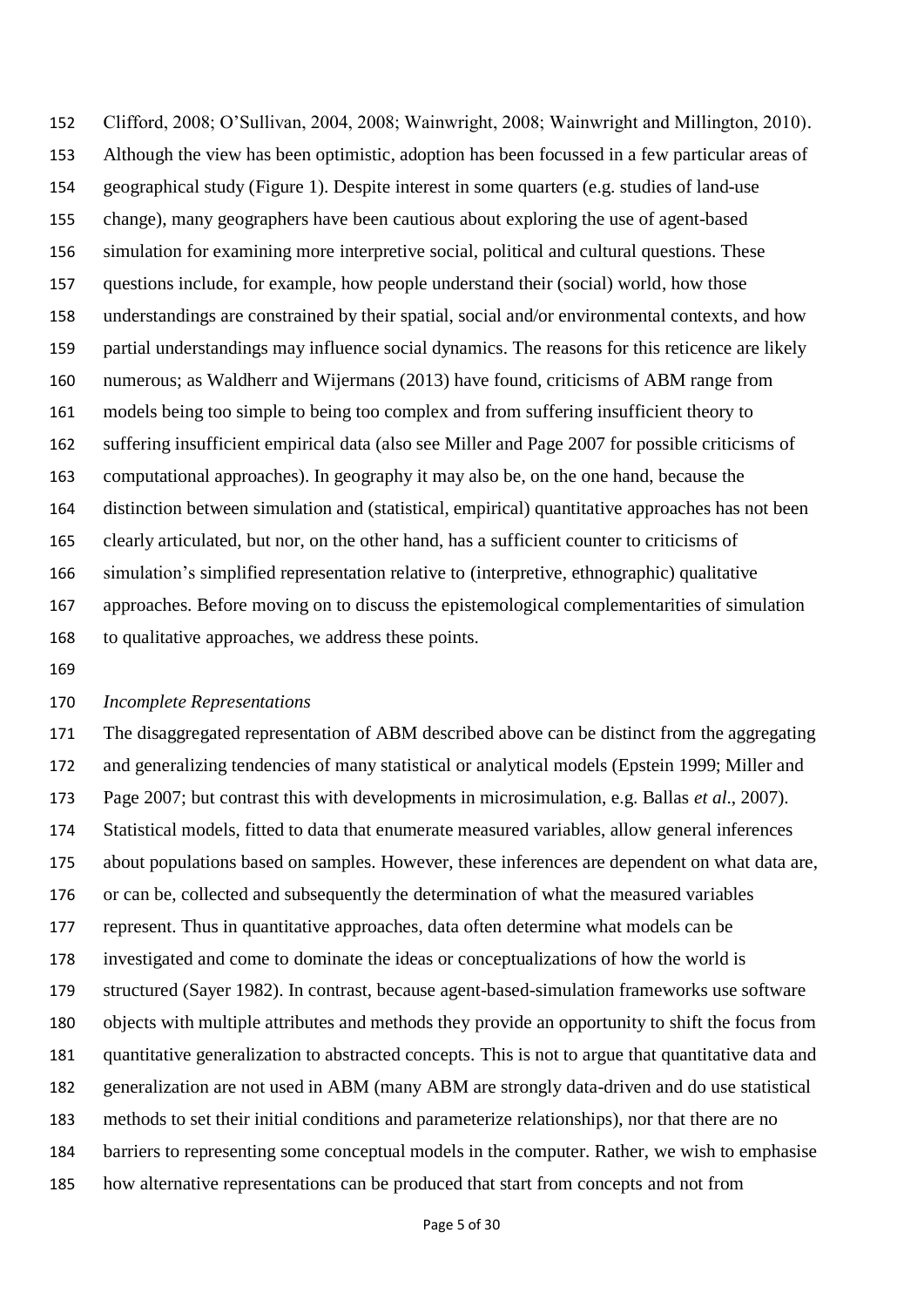Clifford, 2008; O'Sullivan, 2004, 2008; Wainwright, 2008; Wainwright and Millington, 2010). Although the view has been optimistic, adoption has been focussed in a few particular areas of geographical study (Figure 1). Despite interest in some quarters (e.g. studies of land-use change), many geographers have been cautious about exploring the use of agent-based simulation for examining more interpretive social, political and cultural questions. These questions include, for example, how people understand their (social) world, how those understandings are constrained by their spatial, social and/or environmental contexts, and how partial understandings may influence social dynamics. The reasons for this reticence are likely numerous; as Waldherr and Wijermans (2013) have found, criticisms of ABM range from models being too simple to being too complex and from suffering insufficient theory to suffering insufficient empirical data (also see Miller and Page 2007 for possible criticisms of computational approaches). In geography it may also be, on the one hand, because the distinction between simulation and (statistical, empirical) quantitative approaches has not been clearly articulated, but nor, on the other hand, has a sufficient counter to criticisms of simulation's simplified representation relative to (interpretive, ethnographic) qualitative approaches. Before moving on to discuss the epistemological complementarities of simulation to qualitative approaches, we address these points.

*Incomplete Representations*

The disaggregated representation of ABM described above can be distinct from the aggregating and generalizing tendencies of many statistical or analytical models (Epstein 1999; Miller and Page 2007; but contrast this with developments in microsimulation, e.g. Ballas *et al*., 2007). Statistical models, fitted to data that enumerate measured variables, allow general inferences about populations based on samples. However, these inferences are dependent on what data are, or can be, collected and subsequently the determination of what the measured variables represent. Thus in quantitative approaches, data often determine what models can be investigated and come to dominate the ideas or conceptualizations of how the world is structured (Sayer 1982). In contrast, because agent-based-simulation frameworks use software objects with multiple attributes and methods they provide an opportunity to shift the focus from quantitative generalization to abstracted concepts. This is not to argue that quantitative data and generalization are not used in ABM (many ABM are strongly data-driven and do use statistical methods to set their initial conditions and parameterize relationships), nor that there are no barriers to representing some conceptual models in the computer. Rather, we wish to emphasise how alternative representations can be produced that start from concepts and not from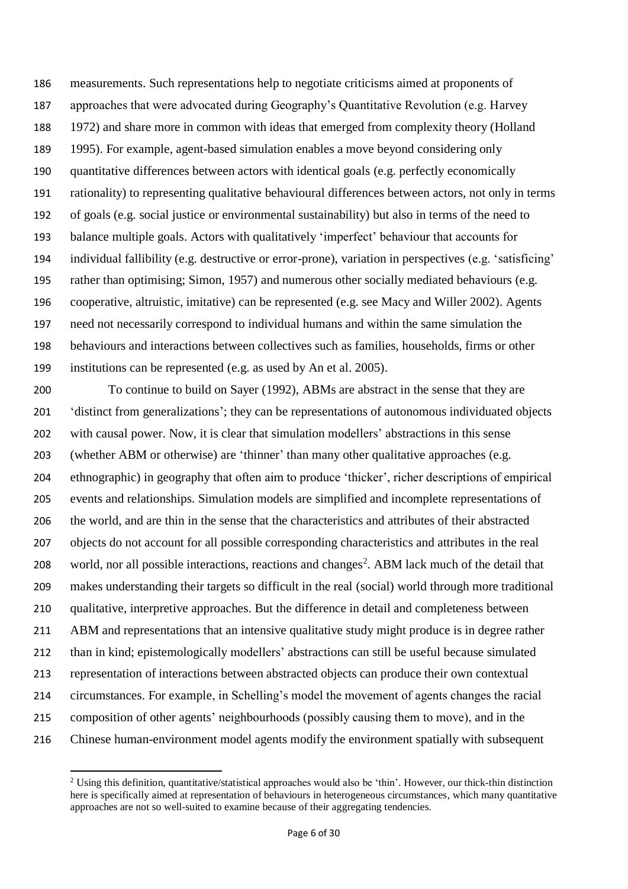measurements. Such representations help to negotiate criticisms aimed at proponents of approaches that were advocated during Geography's Quantitative Revolution (e.g. Harvey 1972) and share more in common with ideas that emerged from complexity theory (Holland 1995). For example, agent-based simulation enables a move beyond considering only quantitative differences between actors with identical goals (e.g. perfectly economically rationality) to representing qualitative behavioural differences between actors, not only in terms of goals (e.g. social justice or environmental sustainability) but also in terms of the need to balance multiple goals. Actors with qualitatively 'imperfect' behaviour that accounts for individual fallibility (e.g. destructive or error-prone), variation in perspectives (e.g. 'satisficing' rather than optimising; Simon, 1957) and numerous other socially mediated behaviours (e.g. cooperative, altruistic, imitative) can be represented (e.g. see Macy and Willer 2002). Agents need not necessarily correspond to individual humans and within the same simulation the behaviours and interactions between collectives such as families, households, firms or other institutions can be represented (e.g. as used by An et al. 2005).

To continue to build on Sayer (1992), ABMs are abstract in the sense that they are 'distinct from generalizations'; they can be representations of autonomous individuated objects with causal power. Now, it is clear that simulation modellers' abstractions in this sense (whether ABM or otherwise) are 'thinner' than many other qualitative approaches (e.g. ethnographic) in geography that often aim to produce 'thicker', richer descriptions of empirical events and relationships. Simulation models are simplified and incomplete representations of the world, and are thin in the sense that the characteristics and attributes of their abstracted objects do not account for all possible corresponding characteristics and attributes in the real world, nor all possible interactions, reactions and changes[2]. ABM lack much of the detail that makes understanding their targets so difficult in the real (social) world through more traditional qualitative, interpretive approaches. But the difference in detail and completeness between ABM and representations that an intensive qualitative study might produce is in degree rather than in kind; epistemologically modellers' abstractions can still be useful because simulated representation of interactions between abstracted objects can produce their own contextual circumstances. For example, in Schelling's model the movement of agents changes the racial composition of other agents' neighbourhoods (possibly causing them to move), and in the Chinese human-environment model agents modify the environment spatially with subsequent

[2] Using this definition, quantitative/statistical approaches would also be 'thin'. However, our thick-thin distinction here is specifically aimed at representation of behaviours in heterogeneous circumstances, which many quantitative approaches are not so well-suited to examine because of their aggregating tendencies.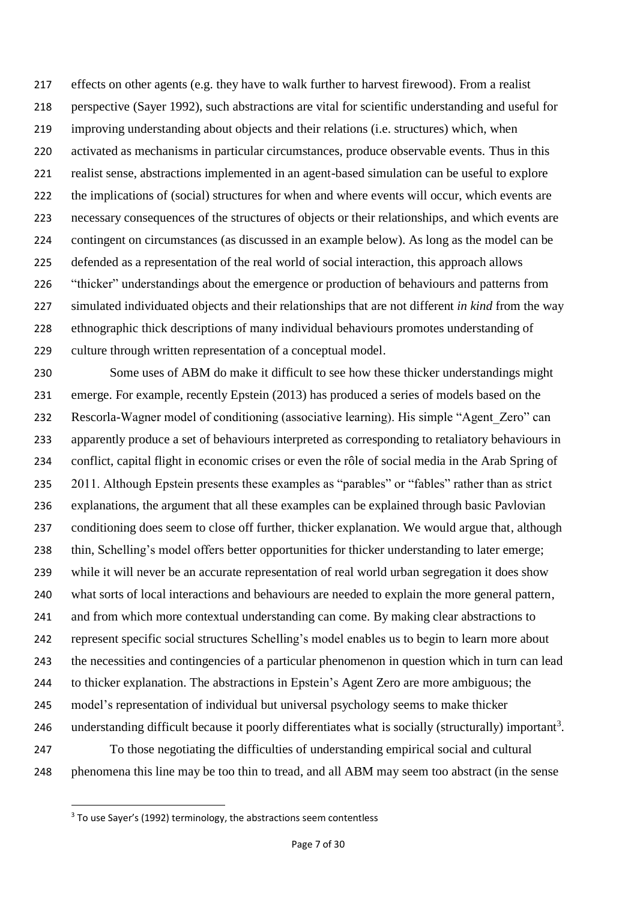effects on other agents (e.g. they have to walk further to harvest firewood). From a realist perspective (Sayer 1992), such abstractions are vital for scientific understanding and useful for improving understanding about objects and their relations (i.e. structures) which, when activated as mechanisms in particular circumstances, produce observable events. Thus in this realist sense, abstractions implemented in an agent-based simulation can be useful to explore the implications of (social) structures for when and where events will occur, which events are necessary consequences of the structures of objects or their relationships, and which events are contingent on circumstances (as discussed in an example below). As long as the model can be defended as a representation of the real world of social interaction, this approach allows "thicker" understandings about the emergence or production of behaviours and patterns from simulated individuated objects and their relationships that are not different *in kind* from the way ethnographic thick descriptions of many individual behaviours promotes understanding of culture through written representation of a conceptual model.

Some uses of ABM do make it difficult to see how these thicker understandings might emerge. For example, recently Epstein (2013) has produced a series of models based on the Rescorla-Wagner model of conditioning (associative learning). His simple "Agent_Zero" can apparently produce a set of behaviours interpreted as corresponding to retaliatory behaviours in conflict, capital flight in economic crises or even the rôle of social media in the Arab Spring of 2011. Although Epstein presents these examples as "parables" or "fables" rather than as strict explanations, the argument that all these examples can be explained through basic Pavlovian conditioning does seem to close off further, thicker explanation. We would argue that, although thin, Schelling's model offers better opportunities for thicker understanding to later emerge; while it will never be an accurate representation of real world urban segregation it does show what sorts of local interactions and behaviours are needed to explain the more general pattern, and from which more contextual understanding can come. By making clear abstractions to represent specific social structures Schelling's model enables us to begin to learn more about the necessities and contingencies of a particular phenomenon in question which in turn can lead to thicker explanation. The abstractions in Epstein's Agent Zero are more ambiguous; the model's representation of individual but universal psychology seems to make thicker understanding difficult because it poorly differentiates what is socially (structurally) important[3].

To those negotiating the difficulties of understanding empirical social and cultural phenomena this line may be too thin to tread, and all ABM may seem too abstract (in the sense

[3] To use Sayer's (1992) terminology, the abstractions seem contentless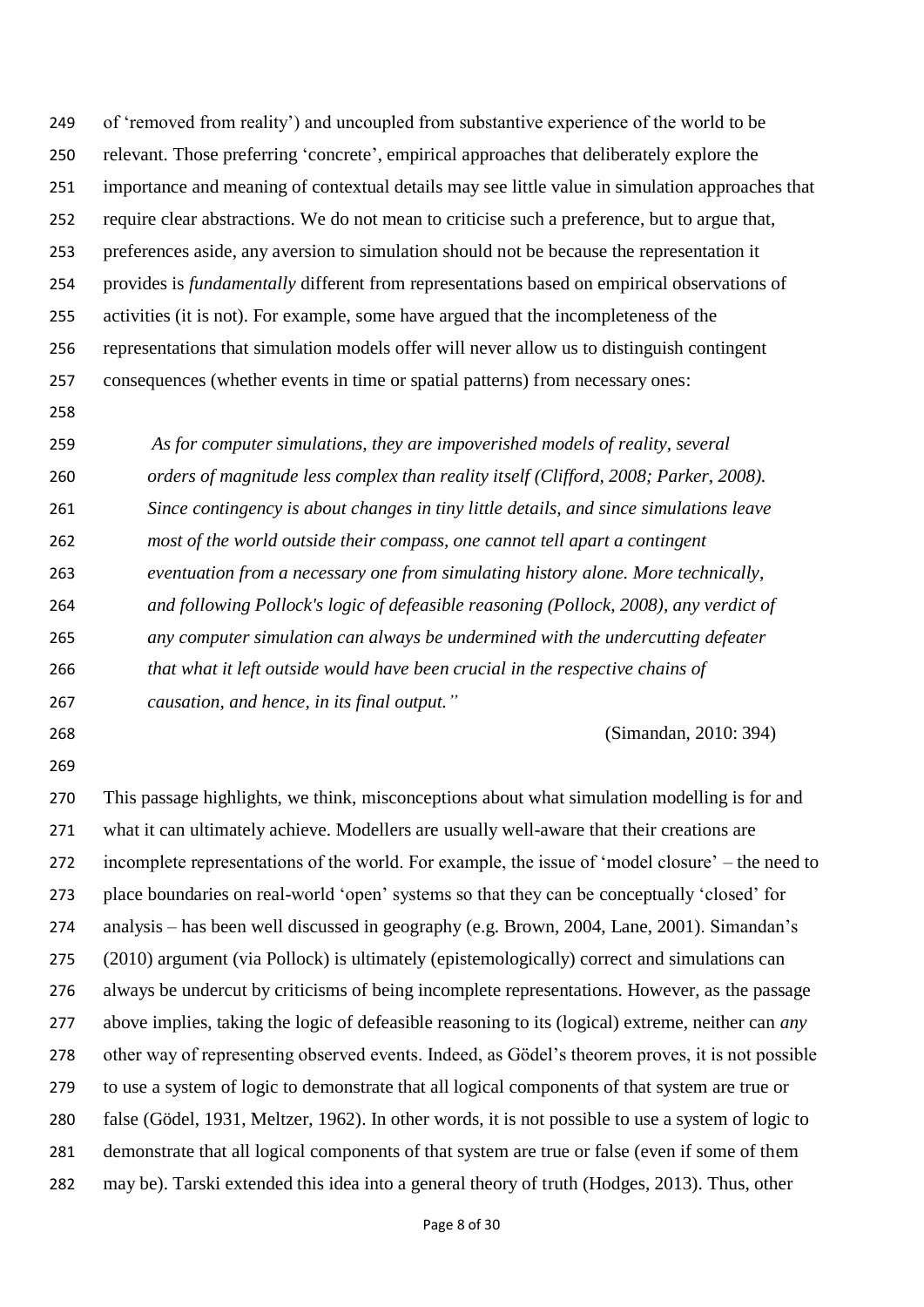of 'removed from reality') and uncoupled from substantive experience of the world to be relevant. Those preferring 'concrete', empirical approaches that deliberately explore the importance and meaning of contextual details may see little value in simulation approaches that require clear abstractions. We do not mean to criticise such a preference, but to argue that, preferences aside, any aversion to simulation should not be because the representation it provides is *fundamentally* different from representations based on empirical observations of activities (it is not). For example, some have argued that the incompleteness of the representations that simulation models offer will never allow us to distinguish contingent consequences (whether events in time or spatial patterns) from necessary ones:

> *As for computer simulations, they are impoverished models of reality, several orders of magnitude less complex than reality itself (Clifford, 2008; Parker, 2008). Since contingency is about changes in tiny little details, and since simulations leave most of the world outside their compass, one cannot tell apart a contingent eventuation from a necessary one from simulating history alone. More technically, and following Pollock's logic of defeasible reasoning (Pollock, 2008), any verdict of any computer simulation can always be undermined with the undercutting defeater that what it left outside would have been crucial in the respective chains of causation, and hence, in its final output."*
>
> (Simandan, 2010: 394)

This passage highlights, we think, misconceptions about what simulation modelling is for and what it can ultimately achieve. Modellers are usually well-aware that their creations are incomplete representations of the world. For example, the issue of 'model closure' – the need to place boundaries on real-world 'open' systems so that they can be conceptually 'closed' for analysis – has been well discussed in geography (e.g. Brown, 2004, Lane, 2001). Simandan's (2010) argument (via Pollock) is ultimately (epistemologically) correct and simulations can always be undercut by criticisms of being incomplete representations. However, as the passage above implies, taking the logic of defeasible reasoning to its (logical) extreme, neither can *any* other way of representing observed events. Indeed, as Gödel's theorem proves, it is not possible to use a system of logic to demonstrate that all logical components of that system are true or false (Gödel, 1931, Meltzer, 1962). In other words, it is not possible to use a system of logic to demonstrate that all logical components of that system are true or false (even if some of them may be). Tarski extended this idea into a general theory of truth (Hodges, 2013). Thus, other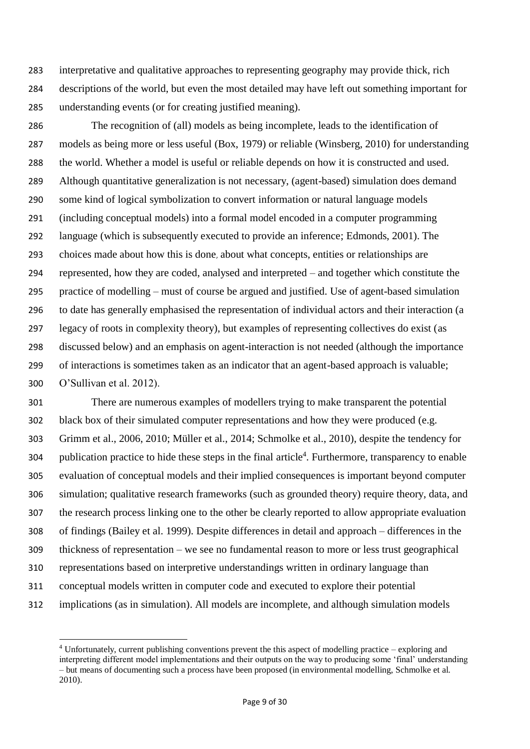interpretative and qualitative approaches to representing geography may provide thick, rich descriptions of the world, but even the most detailed may have left out something important for understanding events (or for creating justified meaning).

The recognition of (all) models as being incomplete, leads to the identification of models as being more or less useful (Box, 1979) or reliable (Winsberg, 2010) for understanding the world. Whether a model is useful or reliable depends on how it is constructed and used. Although quantitative generalization is not necessary, (agent-based) simulation does demand some kind of logical symbolization to convert information or natural language models (including conceptual models) into a formal model encoded in a computer programming language (which is subsequently executed to provide an inference; Edmonds, 2001). The choices made about how this is done, about what concepts, entities or relationships are represented, how they are coded, analysed and interpreted – and together which constitute the practice of modelling – must of course be argued and justified. Use of agent-based simulation to date has generally emphasised the representation of individual actors and their interaction (a legacy of roots in complexity theory), but examples of representing collectives do exist (as discussed below) and an emphasis on agent-interaction is not needed (although the importance of interactions is sometimes taken as an indicator that an agent-based approach is valuable; O'Sullivan et al. 2012).

There are numerous examples of modellers trying to make transparent the potential black box of their simulated computer representations and how they were produced (e.g. Grimm et al., 2006, 2010; Müller et al., 2014; Schmolke et al., 2010), despite the tendency for publication practice to hide these steps in the final article[4]. Furthermore, transparency to enable evaluation of conceptual models and their implied consequences is important beyond computer simulation; qualitative research frameworks (such as grounded theory) require theory, data, and the research process linking one to the other be clearly reported to allow appropriate evaluation of findings (Bailey et al. 1999). Despite differences in detail and approach – differences in the thickness of representation – we see no fundamental reason to more or less trust geographical representations based on interpretive understandings written in ordinary language than conceptual models written in computer code and executed to explore their potential implications (as in simulation). All models are incomplete, and although simulation models

[4] Unfortunately, current publishing conventions prevent the this aspect of modelling practice – exploring and interpreting different model implementations and their outputs on the way to producing some 'final' understanding – but means of documenting such a process have been proposed (in environmental modelling, Schmolke et al. 2010).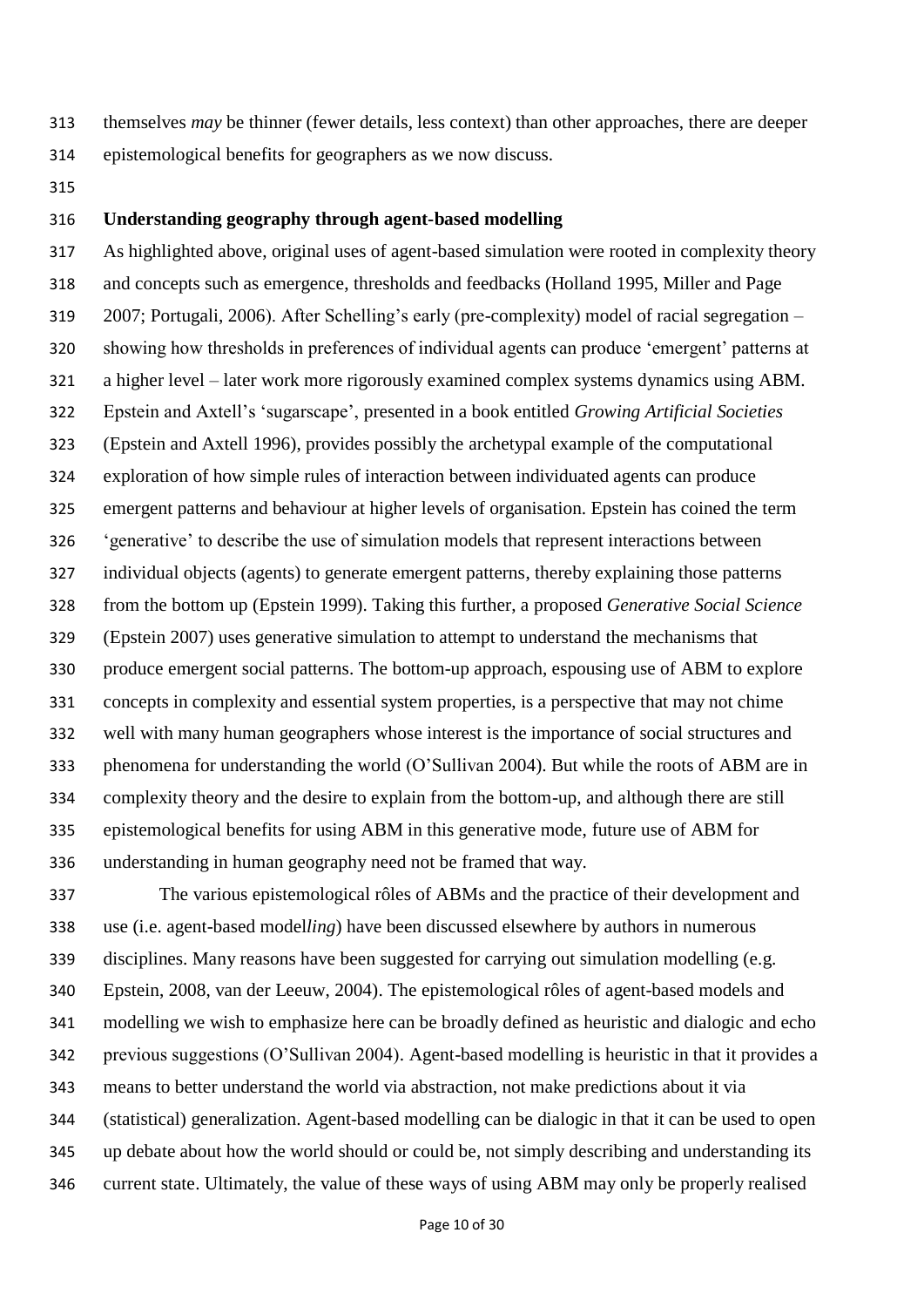themselves *may* be thinner (fewer details, less context) than other approaches, there are deeper epistemological benefits for geographers as we now discuss.

## Understanding geography through agent-based modelling

As highlighted above, original uses of agent-based simulation were rooted in complexity theory and concepts such as emergence, thresholds and feedbacks (Holland 1995, Miller and Page 2007; Portugali, 2006). After Schelling's early (pre-complexity) model of racial segregation – showing how thresholds in preferences of individual agents can produce 'emergent' patterns at a higher level – later work more rigorously examined complex systems dynamics using ABM. Epstein and Axtell's 'sugarscape', presented in a book entitled *Growing Artificial Societies* (Epstein and Axtell 1996), provides possibly the archetypal example of the computational exploration of how simple rules of interaction between individuated agents can produce emergent patterns and behaviour at higher levels of organisation. Epstein has coined the term 'generative' to describe the use of simulation models that represent interactions between individual objects (agents) to generate emergent patterns, thereby explaining those patterns from the bottom up (Epstein 1999). Taking this further, a proposed *Generative Social Science* (Epstein 2007) uses generative simulation to attempt to understand the mechanisms that produce emergent social patterns. The bottom-up approach, espousing use of ABM to explore concepts in complexity and essential system properties, is a perspective that may not chime well with many human geographers whose interest is the importance of social structures and phenomena for understanding the world (O'Sullivan 2004). But while the roots of ABM are in complexity theory and the desire to explain from the bottom-up, and although there are still epistemological benefits for using ABM in this generative mode, future use of ABM for understanding in human geography need not be framed that way.

The various epistemological rôles of ABMs and the practice of their development and use (i.e. agent-based model*ling*) have been discussed elsewhere by authors in numerous disciplines. Many reasons have been suggested for carrying out simulation modelling (e.g. Epstein, 2008, van der Leeuw, 2004). The epistemological rôles of agent-based models and modelling we wish to emphasize here can be broadly defined as heuristic and dialogic and echo previous suggestions (O'Sullivan 2004). Agent-based modelling is heuristic in that it provides a means to better understand the world via abstraction, not make predictions about it via (statistical) generalization. Agent-based modelling can be dialogic in that it can be used to open up debate about how the world should or could be, not simply describing and understanding its current state. Ultimately, the value of these ways of using ABM may only be properly realised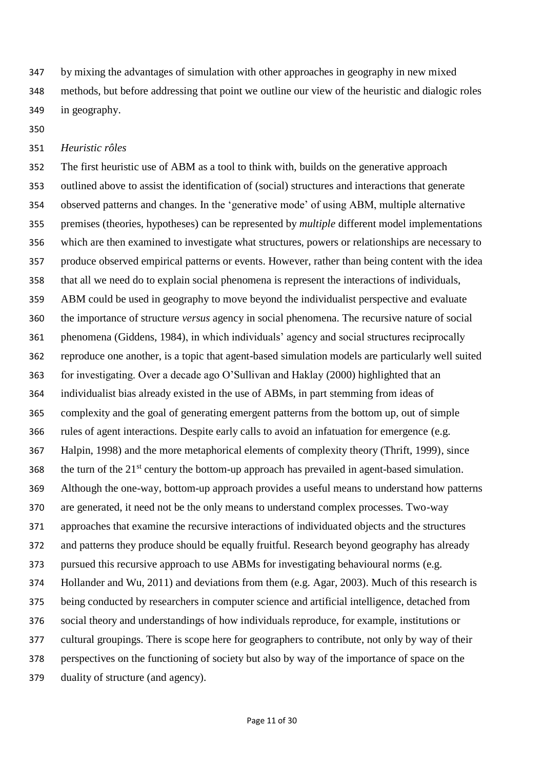by mixing the advantages of simulation with other approaches in geography in new mixed methods, but before addressing that point we outline our view of the heuristic and dialogic roles in geography.

*Heuristic rôles*

The first heuristic use of ABM as a tool to think with, builds on the generative approach outlined above to assist the identification of (social) structures and interactions that generate observed patterns and changes. In the 'generative mode' of using ABM, multiple alternative premises (theories, hypotheses) can be represented by *multiple* different model implementations which are then examined to investigate what structures, powers or relationships are necessary to produce observed empirical patterns or events. However, rather than being content with the idea that all we need do to explain social phenomena is represent the interactions of individuals, ABM could be used in geography to move beyond the individualist perspective and evaluate the importance of structure *versus* agency in social phenomena. The recursive nature of social phenomena (Giddens, 1984), in which individuals' agency and social structures reciprocally reproduce one another, is a topic that agent-based simulation models are particularly well suited for investigating. Over a decade ago O'Sullivan and Haklay (2000) highlighted that an individualist bias already existed in the use of ABMs, in part stemming from ideas of complexity and the goal of generating emergent patterns from the bottom up, out of simple rules of agent interactions. Despite early calls to avoid an infatuation for emergence (e.g. Halpin, 1998) and the more metaphorical elements of complexity theory (Thrift, 1999), since the turn of the 21st century the bottom-up approach has prevailed in agent-based simulation. Although the one-way, bottom-up approach provides a useful means to understand how patterns are generated, it need not be the only means to understand complex processes. Two-way approaches that examine the recursive interactions of individuated objects and the structures and patterns they produce should be equally fruitful. Research beyond geography has already pursued this recursive approach to use ABMs for investigating behavioural norms (e.g. Hollander and Wu, 2011) and deviations from them (e.g. Agar, 2003). Much of this research is being conducted by researchers in computer science and artificial intelligence, detached from social theory and understandings of how individuals reproduce, for example, institutions or cultural groupings. There is scope here for geographers to contribute, not only by way of their perspectives on the functioning of society but also by way of the importance of space on the duality of structure (and agency).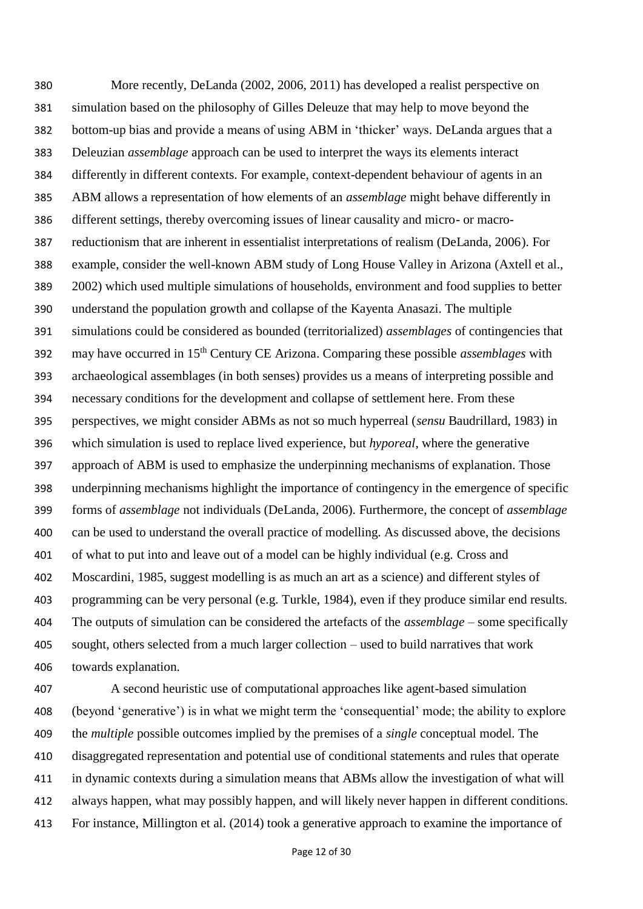More recently, DeLanda (2002, 2006, 2011) has developed a realist perspective on simulation based on the philosophy of Gilles Deleuze that may help to move beyond the bottom-up bias and provide a means of using ABM in 'thicker' ways. DeLanda argues that a Deleuzian *assemblage* approach can be used to interpret the ways its elements interact differently in different contexts. For example, context-dependent behaviour of agents in an ABM allows a representation of how elements of an *assemblage* might behave differently in different settings, thereby overcoming issues of linear causality and micro- or macro-reductionism that are inherent in essentialist interpretations of realism (DeLanda, 2006). For example, consider the well-known ABM study of Long House Valley in Arizona (Axtell et al., 2002) which used multiple simulations of households, environment and food supplies to better understand the population growth and collapse of the Kayenta Anasazi. The multiple simulations could be considered as bounded (territorialized) *assemblages* of contingencies that may have occurred in 15th Century CE Arizona. Comparing these possible *assemblages* with archaeological assemblages (in both senses) provides us a means of interpreting possible and necessary conditions for the development and collapse of settlement here. From these perspectives, we might consider ABMs as not so much hyperreal (*sensu* Baudrillard, 1983) in which simulation is used to replace lived experience, but *hyporeal*, where the generative approach of ABM is used to emphasize the underpinning mechanisms of explanation. Those underpinning mechanisms highlight the importance of contingency in the emergence of specific forms of *assemblage* not individuals (DeLanda, 2006). Furthermore, the concept of *assemblage* can be used to understand the overall practice of modelling. As discussed above, the decisions of what to put into and leave out of a model can be highly individual (e.g. Cross and Moscardini, 1985, suggest modelling is as much an art as a science) and different styles of programming can be very personal (e.g. Turkle, 1984), even if they produce similar end results. The outputs of simulation can be considered the artefacts of the *assemblage* – some specifically sought, others selected from a much larger collection – used to build narratives that work towards explanation.

A second heuristic use of computational approaches like agent-based simulation (beyond 'generative') is in what we might term the 'consequential' mode; the ability to explore the *multiple* possible outcomes implied by the premises of a *single* conceptual model. The disaggregated representation and potential use of conditional statements and rules that operate in dynamic contexts during a simulation means that ABMs allow the investigation of what will always happen, what may possibly happen, and will likely never happen in different conditions. For instance, Millington et al. (2014) took a generative approach to examine the importance of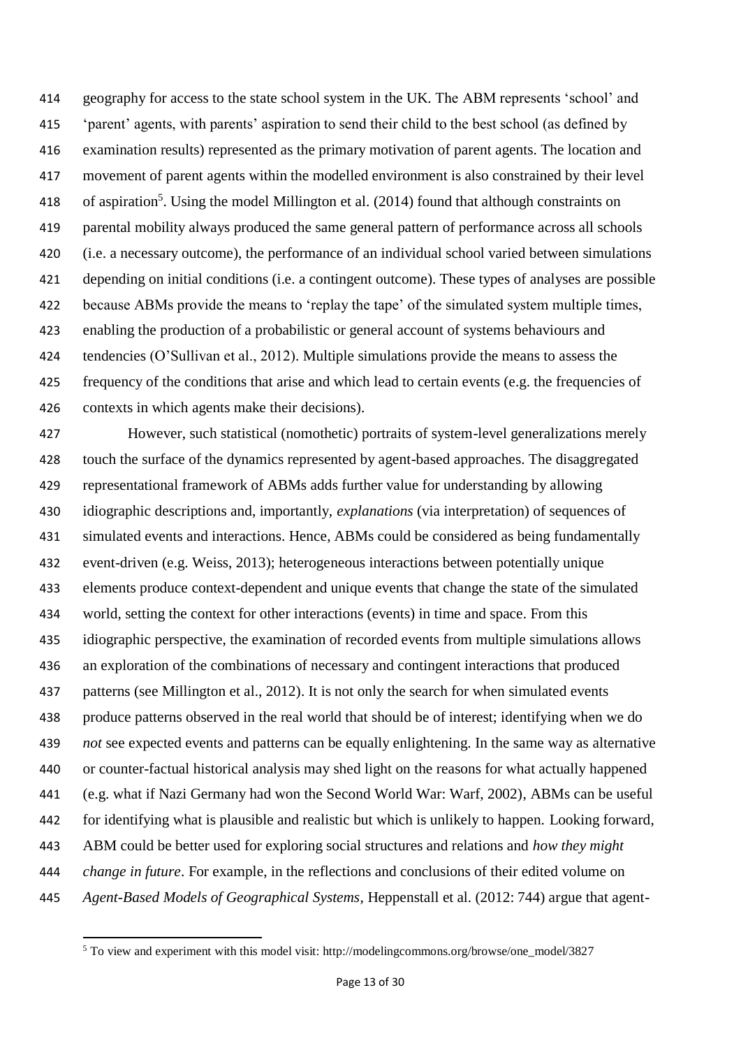geography for access to the state school system in the UK. The ABM represents 'school' and 'parent' agents, with parents' aspiration to send their child to the best school (as defined by examination results) represented as the primary motivation of parent agents. The location and movement of parent agents within the modelled environment is also constrained by their level of aspiration[5]. Using the model Millington et al. (2014) found that although constraints on parental mobility always produced the same general pattern of performance across all schools (i.e. a necessary outcome), the performance of an individual school varied between simulations depending on initial conditions (i.e. a contingent outcome). These types of analyses are possible because ABMs provide the means to 'replay the tape' of the simulated system multiple times, enabling the production of a probabilistic or general account of systems behaviours and tendencies (O'Sullivan et al., 2012). Multiple simulations provide the means to assess the frequency of the conditions that arise and which lead to certain events (e.g. the frequencies of contexts in which agents make their decisions).

However, such statistical (nomothetic) portraits of system-level generalizations merely touch the surface of the dynamics represented by agent-based approaches. The disaggregated representational framework of ABMs adds further value for understanding by allowing idiographic descriptions and, importantly, *explanations* (via interpretation) of sequences of simulated events and interactions. Hence, ABMs could be considered as being fundamentally event-driven (e.g. Weiss, 2013); heterogeneous interactions between potentially unique elements produce context-dependent and unique events that change the state of the simulated world, setting the context for other interactions (events) in time and space. From this idiographic perspective, the examination of recorded events from multiple simulations allows an exploration of the combinations of necessary and contingent interactions that produced patterns (see Millington et al., 2012). It is not only the search for when simulated events produce patterns observed in the real world that should be of interest; identifying when we do *not* see expected events and patterns can be equally enlightening. In the same way as alternative or counter-factual historical analysis may shed light on the reasons for what actually happened (e.g. what if Nazi Germany had won the Second World War: Warf, 2002), ABMs can be useful for identifying what is plausible and realistic but which is unlikely to happen. Looking forward, ABM could be better used for exploring social structures and relations and *how they might change in future*. For example, in the reflections and conclusions of their edited volume on *Agent-Based Models of Geographical Systems*, Heppenstall et al. (2012: 744) argue that agent-

[5] To view and experiment with this model visit: http://modelingcommons.org/browse/one_model/3827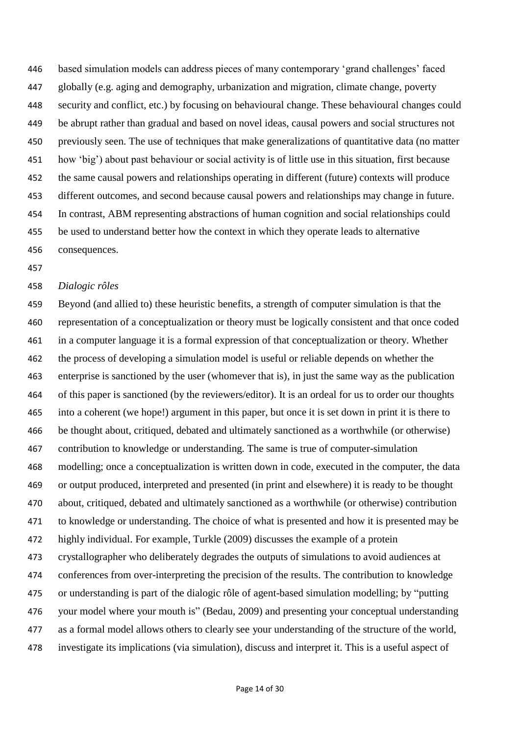based simulation models can address pieces of many contemporary 'grand challenges' faced globally (e.g. aging and demography, urbanization and migration, climate change, poverty security and conflict, etc.) by focusing on behavioural change. These behavioural changes could be abrupt rather than gradual and based on novel ideas, causal powers and social structures not previously seen. The use of techniques that make generalizations of quantitative data (no matter how 'big') about past behaviour or social activity is of little use in this situation, first because the same causal powers and relationships operating in different (future) contexts will produce different outcomes, and second because causal powers and relationships may change in future. In contrast, ABM representing abstractions of human cognition and social relationships could be used to understand better how the context in which they operate leads to alternative consequences.

*Dialogic rôles*

Beyond (and allied to) these heuristic benefits, a strength of computer simulation is that the representation of a conceptualization or theory must be logically consistent and that once coded in a computer language it is a formal expression of that conceptualization or theory. Whether the process of developing a simulation model is useful or reliable depends on whether the enterprise is sanctioned by the user (whomever that is), in just the same way as the publication of this paper is sanctioned (by the reviewers/editor). It is an ordeal for us to order our thoughts into a coherent (we hope!) argument in this paper, but once it is set down in print it is there to be thought about, critiqued, debated and ultimately sanctioned as a worthwhile (or otherwise) contribution to knowledge or understanding. The same is true of computer-simulation modelling; once a conceptualization is written down in code, executed in the computer, the data or output produced, interpreted and presented (in print and elsewhere) it is ready to be thought about, critiqued, debated and ultimately sanctioned as a worthwhile (or otherwise) contribution to knowledge or understanding. The choice of what is presented and how it is presented may be highly individual. For example, Turkle (2009) discusses the example of a protein crystallographer who deliberately degrades the outputs of simulations to avoid audiences at conferences from over-interpreting the precision of the results. The contribution to knowledge or understanding is part of the dialogic rôle of agent-based simulation modelling; by "putting your model where your mouth is" (Bedau, 2009) and presenting your conceptual understanding as a formal model allows others to clearly see your understanding of the structure of the world, investigate its implications (via simulation), discuss and interpret it. This is a useful aspect of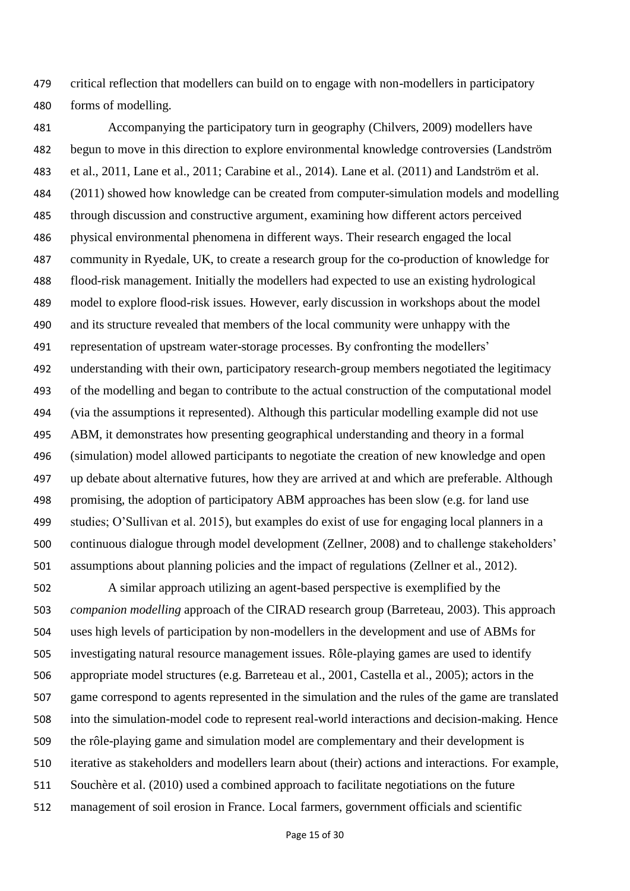critical reflection that modellers can build on to engage with non-modellers in participatory forms of modelling.

Accompanying the participatory turn in geography (Chilvers, 2009) modellers have begun to move in this direction to explore environmental knowledge controversies (Landström et al., 2011, Lane et al., 2011; Carabine et al., 2014). Lane et al. (2011) and Landström et al. (2011) showed how knowledge can be created from computer-simulation models and modelling through discussion and constructive argument, examining how different actors perceived physical environmental phenomena in different ways. Their research engaged the local community in Ryedale, UK, to create a research group for the co-production of knowledge for flood-risk management. Initially the modellers had expected to use an existing hydrological model to explore flood-risk issues. However, early discussion in workshops about the model and its structure revealed that members of the local community were unhappy with the representation of upstream water-storage processes. By confronting the modellers' understanding with their own, participatory research-group members negotiated the legitimacy of the modelling and began to contribute to the actual construction of the computational model (via the assumptions it represented). Although this particular modelling example did not use ABM, it demonstrates how presenting geographical understanding and theory in a formal (simulation) model allowed participants to negotiate the creation of new knowledge and open up debate about alternative futures, how they are arrived at and which are preferable. Although promising, the adoption of participatory ABM approaches has been slow (e.g. for land use studies; O'Sullivan et al. 2015), but examples do exist of use for engaging local planners in a continuous dialogue through model development (Zellner, 2008) and to challenge stakeholders' assumptions about planning policies and the impact of regulations (Zellner et al., 2012).

A similar approach utilizing an agent-based perspective is exemplified by the *companion modelling* approach of the CIRAD research group (Barreteau, 2003). This approach uses high levels of participation by non-modellers in the development and use of ABMs for investigating natural resource management issues. Rôle-playing games are used to identify appropriate model structures (e.g. Barreteau et al., 2001, Castella et al., 2005); actors in the game correspond to agents represented in the simulation and the rules of the game are translated into the simulation-model code to represent real-world interactions and decision-making. Hence the rôle-playing game and simulation model are complementary and their development is iterative as stakeholders and modellers learn about (their) actions and interactions. For example, Souchère et al. (2010) used a combined approach to facilitate negotiations on the future management of soil erosion in France. Local farmers, government officials and scientific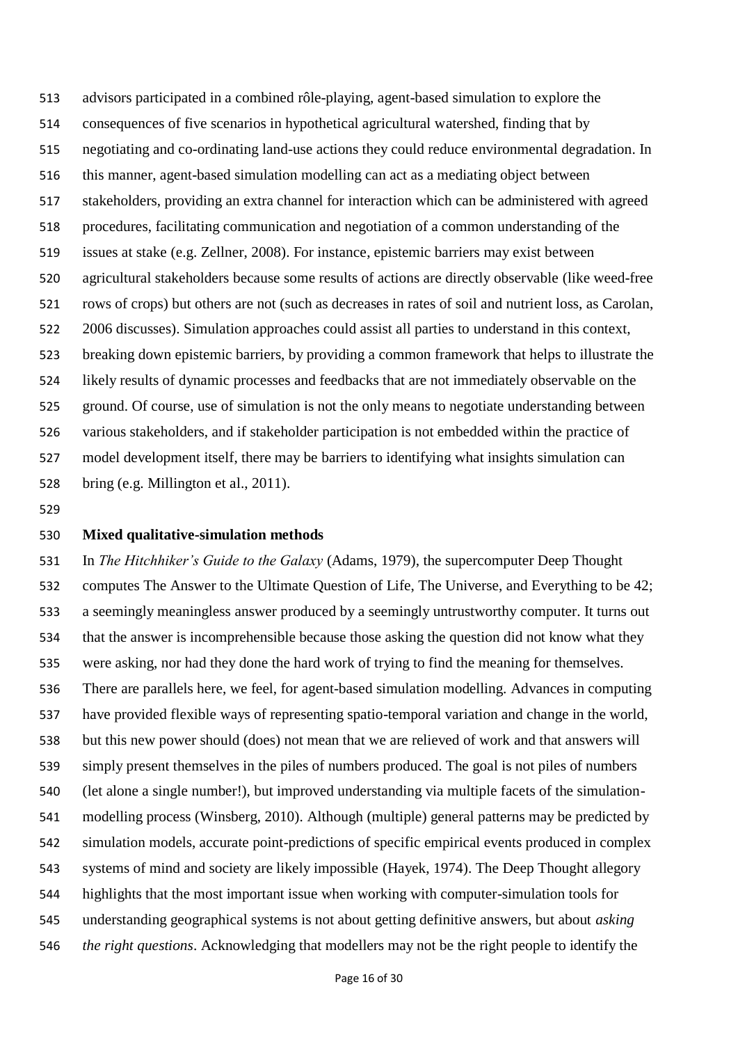advisors participated in a combined rôle-playing, agent-based simulation to explore the consequences of five scenarios in hypothetical agricultural watershed, finding that by negotiating and co-ordinating land-use actions they could reduce environmental degradation. In this manner, agent-based simulation modelling can act as a mediating object between stakeholders, providing an extra channel for interaction which can be administered with agreed procedures, facilitating communication and negotiation of a common understanding of the issues at stake (e.g. Zellner, 2008). For instance, epistemic barriers may exist between agricultural stakeholders because some results of actions are directly observable (like weed-free rows of crops) but others are not (such as decreases in rates of soil and nutrient loss, as Carolan, 2006 discusses). Simulation approaches could assist all parties to understand in this context, breaking down epistemic barriers, by providing a common framework that helps to illustrate the likely results of dynamic processes and feedbacks that are not immediately observable on the ground. Of course, use of simulation is not the only means to negotiate understanding between various stakeholders, and if stakeholder participation is not embedded within the practice of model development itself, there may be barriers to identifying what insights simulation can bring (e.g. Millington et al., 2011).

**Mixed qualitative-simulation methods**

In *The Hitchhiker's Guide to the Galaxy* (Adams, 1979), the supercomputer Deep Thought computes The Answer to the Ultimate Question of Life, The Universe, and Everything to be 42; a seemingly meaningless answer produced by a seemingly untrustworthy computer. It turns out that the answer is incomprehensible because those asking the question did not know what they were asking, nor had they done the hard work of trying to find the meaning for themselves. There are parallels here, we feel, for agent-based simulation modelling. Advances in computing have provided flexible ways of representing spatio-temporal variation and change in the world, but this new power should (does) not mean that we are relieved of work and that answers will simply present themselves in the piles of numbers produced. The goal is not piles of numbers (let alone a single number!), but improved understanding via multiple facets of the simulation-modelling process (Winsberg, 2010). Although (multiple) general patterns may be predicted by simulation models, accurate point-predictions of specific empirical events produced in complex systems of mind and society are likely impossible (Hayek, 1974). The Deep Thought allegory highlights that the most important issue when working with computer-simulation tools for understanding geographical systems is not about getting definitive answers, but about *asking the right questions*. Acknowledging that modellers may not be the right people to identify the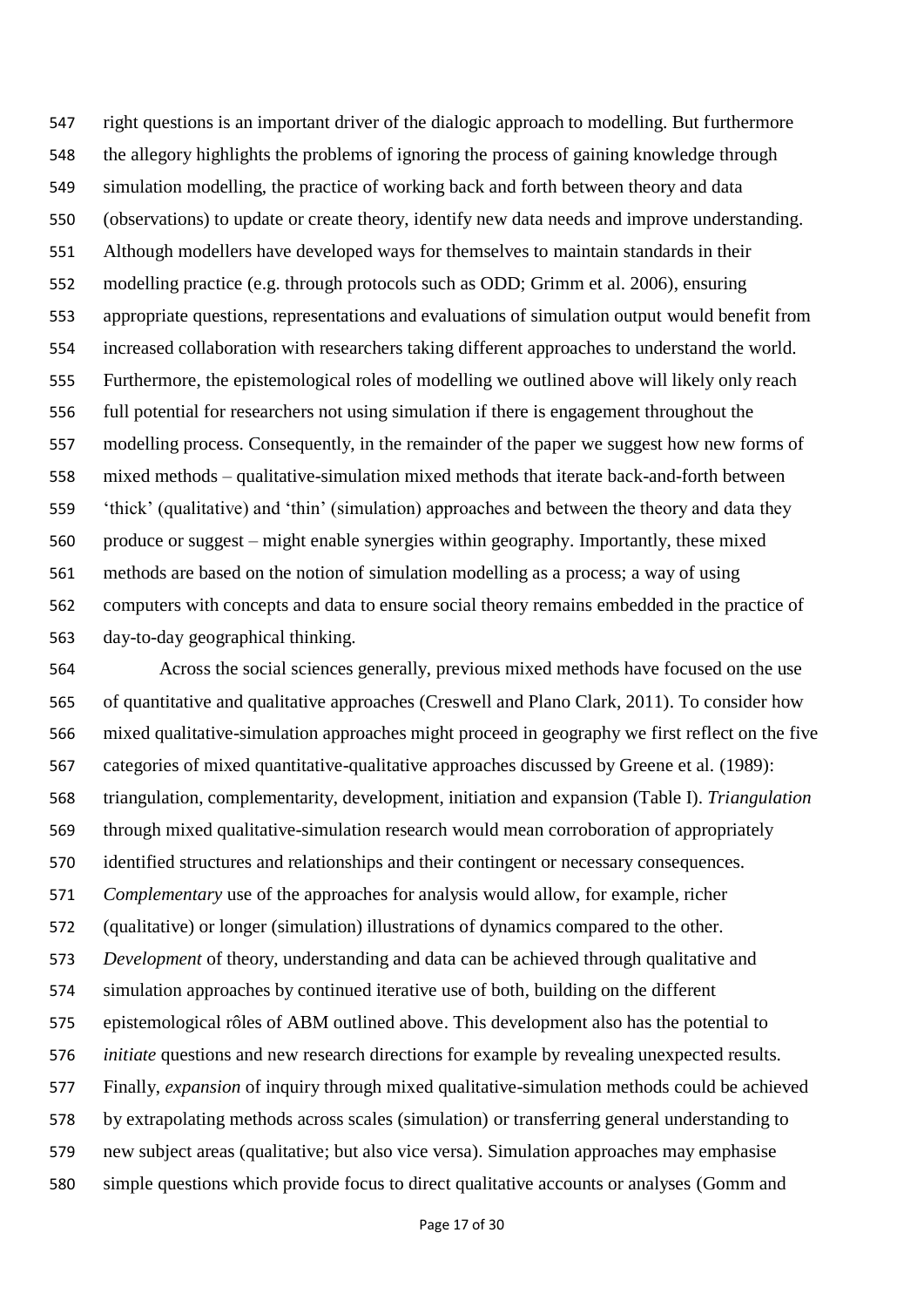right questions is an important driver of the dialogic approach to modelling. But furthermore the allegory highlights the problems of ignoring the process of gaining knowledge through simulation modelling, the practice of working back and forth between theory and data (observations) to update or create theory, identify new data needs and improve understanding. Although modellers have developed ways for themselves to maintain standards in their modelling practice (e.g. through protocols such as ODD; Grimm et al. 2006), ensuring appropriate questions, representations and evaluations of simulation output would benefit from increased collaboration with researchers taking different approaches to understand the world. Furthermore, the epistemological roles of modelling we outlined above will likely only reach full potential for researchers not using simulation if there is engagement throughout the modelling process. Consequently, in the remainder of the paper we suggest how new forms of mixed methods – qualitative-simulation mixed methods that iterate back-and-forth between 'thick' (qualitative) and 'thin' (simulation) approaches and between the theory and data they produce or suggest – might enable synergies within geography. Importantly, these mixed methods are based on the notion of simulation modelling as a process; a way of using computers with concepts and data to ensure social theory remains embedded in the practice of day-to-day geographical thinking.

Across the social sciences generally, previous mixed methods have focused on the use of quantitative and qualitative approaches (Creswell and Plano Clark, 2011). To consider how mixed qualitative-simulation approaches might proceed in geography we first reflect on the five categories of mixed quantitative-qualitative approaches discussed by Greene et al. (1989): triangulation, complementarity, development, initiation and expansion (Table I). *Triangulation* through mixed qualitative-simulation research would mean corroboration of appropriately identified structures and relationships and their contingent or necessary consequences. *Complementary* use of the approaches for analysis would allow, for example, richer (qualitative) or longer (simulation) illustrations of dynamics compared to the other. *Development* of theory, understanding and data can be achieved through qualitative and simulation approaches by continued iterative use of both, building on the different epistemological rôles of ABM outlined above. This development also has the potential to *initiate* questions and new research directions for example by revealing unexpected results. Finally, *expansion* of inquiry through mixed qualitative-simulation methods could be achieved by extrapolating methods across scales (simulation) or transferring general understanding to new subject areas (qualitative; but also vice versa). Simulation approaches may emphasise simple questions which provide focus to direct qualitative accounts or analyses (Gomm and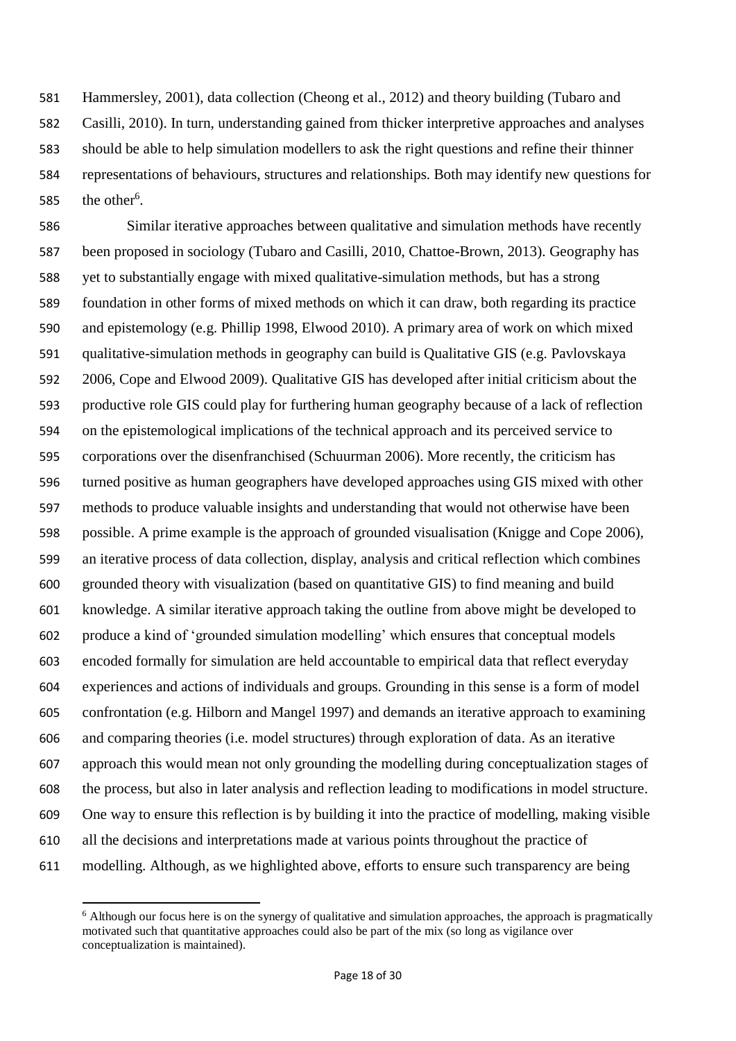Hammersley, 2001), data collection (Cheong et al., 2012) and theory building (Tubaro and Casilli, 2010). In turn, understanding gained from thicker interpretive approaches and analyses should be able to help simulation modellers to ask the right questions and refine their thinner representations of behaviours, structures and relationships. Both may identify new questions for the other[6].

Similar iterative approaches between qualitative and simulation methods have recently been proposed in sociology (Tubaro and Casilli, 2010, Chattoe-Brown, 2013). Geography has yet to substantially engage with mixed qualitative-simulation methods, but has a strong foundation in other forms of mixed methods on which it can draw, both regarding its practice and epistemology (e.g. Phillip 1998, Elwood 2010). A primary area of work on which mixed qualitative-simulation methods in geography can build is Qualitative GIS (e.g. Pavlovskaya 2006, Cope and Elwood 2009). Qualitative GIS has developed after initial criticism about the productive role GIS could play for furthering human geography because of a lack of reflection on the epistemological implications of the technical approach and its perceived service to corporations over the disenfranchised (Schuurman 2006). More recently, the criticism has turned positive as human geographers have developed approaches using GIS mixed with other methods to produce valuable insights and understanding that would not otherwise have been possible. A prime example is the approach of grounded visualisation (Knigge and Cope 2006), an iterative process of data collection, display, analysis and critical reflection which combines grounded theory with visualization (based on quantitative GIS) to find meaning and build knowledge. A similar iterative approach taking the outline from above might be developed to produce a kind of 'grounded simulation modelling' which ensures that conceptual models encoded formally for simulation are held accountable to empirical data that reflect everyday experiences and actions of individuals and groups. Grounding in this sense is a form of model confrontation (e.g. Hilborn and Mangel 1997) and demands an iterative approach to examining and comparing theories (i.e. model structures) through exploration of data. As an iterative approach this would mean not only grounding the modelling during conceptualization stages of the process, but also in later analysis and reflection leading to modifications in model structure. One way to ensure this reflection is by building it into the practice of modelling, making visible all the decisions and interpretations made at various points throughout the practice of modelling. Although, as we highlighted above, efforts to ensure such transparency are being

[6] Although our focus here is on the synergy of qualitative and simulation approaches, the approach is pragmatically motivated such that quantitative approaches could also be part of the mix (so long as vigilance over conceptualization is maintained).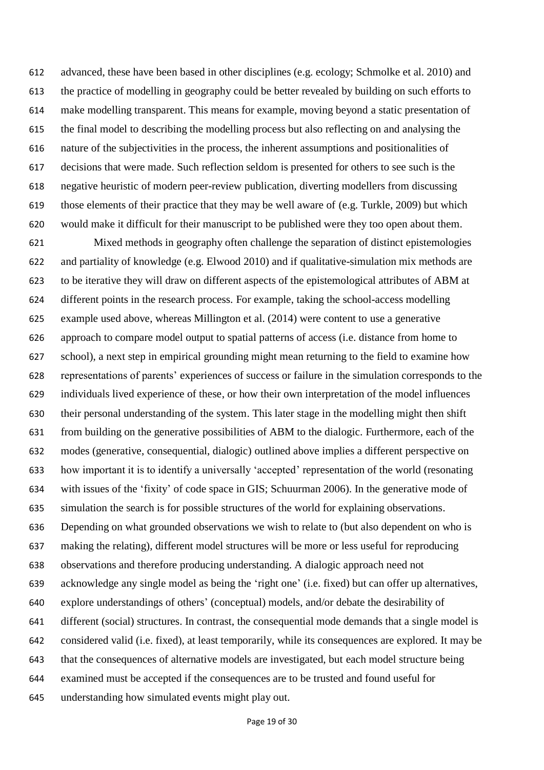advanced, these have been based in other disciplines (e.g. ecology; Schmolke et al. 2010) and the practice of modelling in geography could be better revealed by building on such efforts to make modelling transparent. This means for example, moving beyond a static presentation of the final model to describing the modelling process but also reflecting on and analysing the nature of the subjectivities in the process, the inherent assumptions and positionalities of decisions that were made. Such reflection seldom is presented for others to see such is the negative heuristic of modern peer-review publication, diverting modellers from discussing those elements of their practice that they may be well aware of (e.g. Turkle, 2009) but which would make it difficult for their manuscript to be published were they too open about them.

Mixed methods in geography often challenge the separation of distinct epistemologies and partiality of knowledge (e.g. Elwood 2010) and if qualitative-simulation mix methods are to be iterative they will draw on different aspects of the epistemological attributes of ABM at different points in the research process. For example, taking the school-access modelling example used above, whereas Millington et al. (2014) were content to use a generative approach to compare model output to spatial patterns of access (i.e. distance from home to school), a next step in empirical grounding might mean returning to the field to examine how representations of parents' experiences of success or failure in the simulation corresponds to the individuals lived experience of these, or how their own interpretation of the model influences their personal understanding of the system. This later stage in the modelling might then shift from building on the generative possibilities of ABM to the dialogic. Furthermore, each of the modes (generative, consequential, dialogic) outlined above implies a different perspective on how important it is to identify a universally 'accepted' representation of the world (resonating with issues of the 'fixity' of code space in GIS; Schuurman 2006). In the generative mode of simulation the search is for possible structures of the world for explaining observations. Depending on what grounded observations we wish to relate to (but also dependent on who is making the relating), different model structures will be more or less useful for reproducing observations and therefore producing understanding. A dialogic approach need not acknowledge any single model as being the 'right one' (i.e. fixed) but can offer up alternatives, explore understandings of others' (conceptual) models, and/or debate the desirability of different (social) structures. In contrast, the consequential mode demands that a single model is considered valid (i.e. fixed), at least temporarily, while its consequences are explored. It may be that the consequences of alternative models are investigated, but each model structure being examined must be accepted if the consequences are to be trusted and found useful for understanding how simulated events might play out.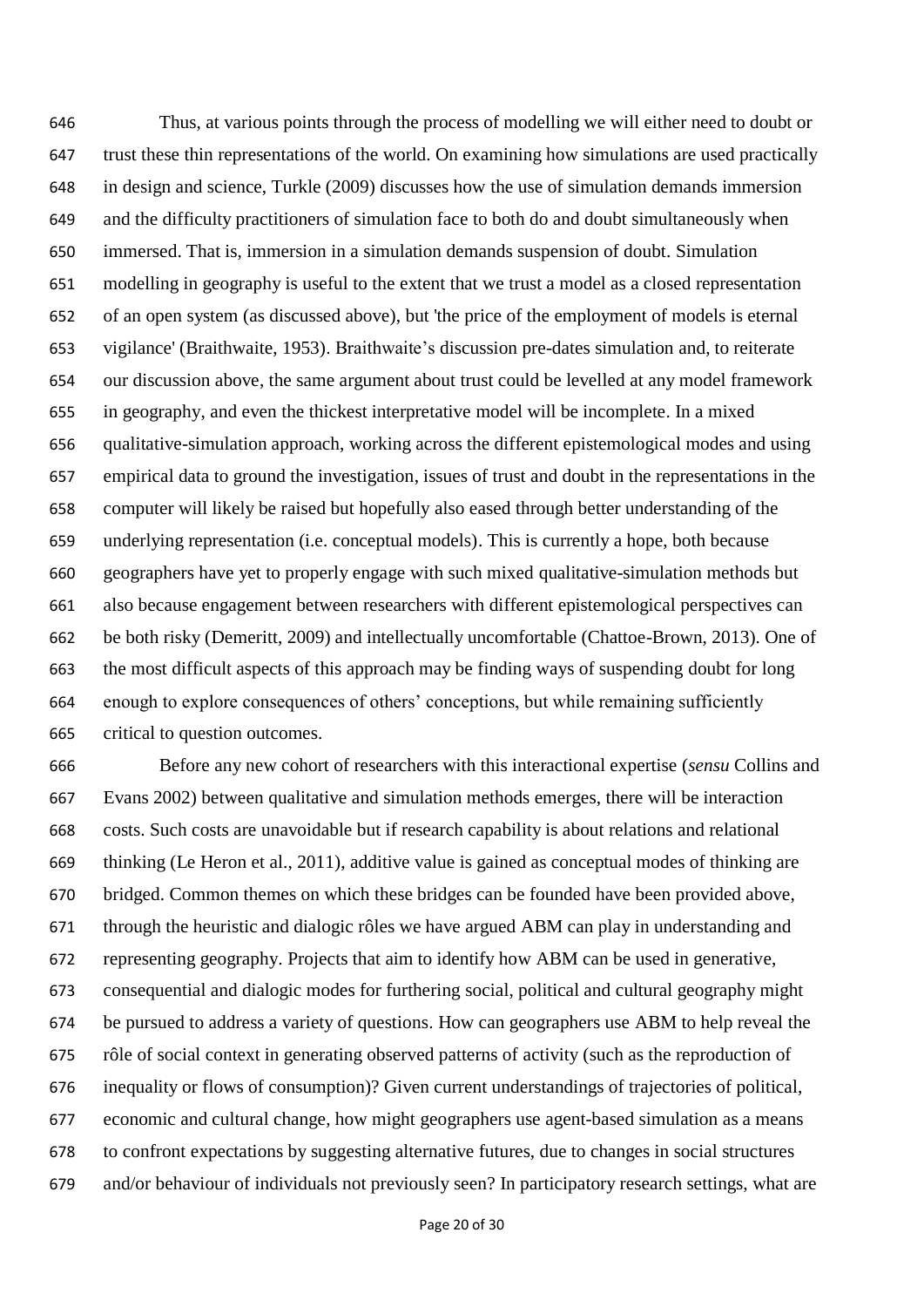Thus, at various points through the process of modelling we will either need to doubt or trust these thin representations of the world. On examining how simulations are used practically in design and science, Turkle (2009) discusses how the use of simulation demands immersion and the difficulty practitioners of simulation face to both do and doubt simultaneously when immersed. That is, immersion in a simulation demands suspension of doubt. Simulation modelling in geography is useful to the extent that we trust a model as a closed representation of an open system (as discussed above), but 'the price of the employment of models is eternal vigilance' (Braithwaite, 1953). Braithwaite's discussion pre-dates simulation and, to reiterate our discussion above, the same argument about trust could be levelled at any model framework in geography, and even the thickest interpretative model will be incomplete. In a mixed qualitative-simulation approach, working across the different epistemological modes and using empirical data to ground the investigation, issues of trust and doubt in the representations in the computer will likely be raised but hopefully also eased through better understanding of the underlying representation (i.e. conceptual models). This is currently a hope, both because geographers have yet to properly engage with such mixed qualitative-simulation methods but also because engagement between researchers with different epistemological perspectives can be both risky (Demeritt, 2009) and intellectually uncomfortable (Chattoe-Brown, 2013). One of the most difficult aspects of this approach may be finding ways of suspending doubt for long enough to explore consequences of others' conceptions, but while remaining sufficiently critical to question outcomes.

Before any new cohort of researchers with this interactional expertise (*sensu* Collins and Evans 2002) between qualitative and simulation methods emerges, there will be interaction costs. Such costs are unavoidable but if research capability is about relations and relational thinking (Le Heron et al., 2011), additive value is gained as conceptual modes of thinking are bridged. Common themes on which these bridges can be founded have been provided above, through the heuristic and dialogic rôles we have argued ABM can play in understanding and representing geography. Projects that aim to identify how ABM can be used in generative, consequential and dialogic modes for furthering social, political and cultural geography might be pursued to address a variety of questions. How can geographers use ABM to help reveal the rôle of social context in generating observed patterns of activity (such as the reproduction of inequality or flows of consumption)? Given current understandings of trajectories of political, economic and cultural change, how might geographers use agent-based simulation as a means to confront expectations by suggesting alternative futures, due to changes in social structures and/or behaviour of individuals not previously seen? In participatory research settings, what are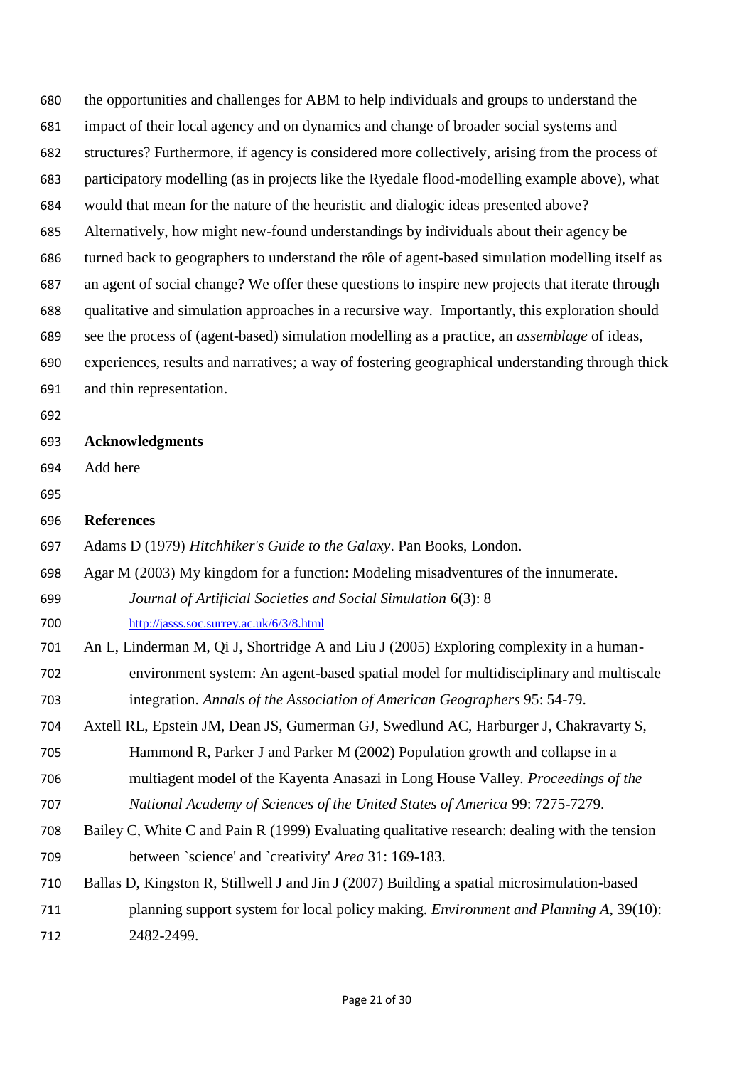the opportunities and challenges for ABM to help individuals and groups to understand the impact of their local agency and on dynamics and change of broader social systems and structures? Furthermore, if agency is considered more collectively, arising from the process of participatory modelling (as in projects like the Ryedale flood-modelling example above), what would that mean for the nature of the heuristic and dialogic ideas presented above? Alternatively, how might new-found understandings by individuals about their agency be turned back to geographers to understand the rôle of agent-based simulation modelling itself as an agent of social change? We offer these questions to inspire new projects that iterate through qualitative and simulation approaches in a recursive way. Importantly, this exploration should see the process of (agent-based) simulation modelling as a practice, an *assemblage* of ideas, experiences, results and narratives; a way of fostering geographical understanding through thick and thin representation.

## Acknowledgments

Add here

## References

Adams D (1979) *Hitchhiker's Guide to the Galaxy*. Pan Books, London.

Agar M (2003) My kingdom for a function: Modeling misadventures of the innumerate. *Journal of Artificial Societies and Social Simulation* 6(3): 8 http://jasss.soc.surrey.ac.uk/6/3/8.html

An L, Linderman M, Qi J, Shortridge A and Liu J (2005) Exploring complexity in a human-environment system: An agent-based spatial model for multidisciplinary and multiscale integration. *Annals of the Association of American Geographers* 95: 54-79.

Axtell RL, Epstein JM, Dean JS, Gumerman GJ, Swedlund AC, Harburger J, Chakravarty S, Hammond R, Parker J and Parker M (2002) Population growth and collapse in a multiagent model of the Kayenta Anasazi in Long House Valley. *Proceedings of the National Academy of Sciences of the United States of America* 99: 7275-7279.

Bailey C, White C and Pain R (1999) Evaluating qualitative research: dealing with the tension between `science' and `creativity' *Area* 31: 169-183.

Ballas D, Kingston R, Stillwell J and Jin J (2007) Building a spatial microsimulation-based planning support system for local policy making. *Environment and Planning A*, 39(10): 2482-2499.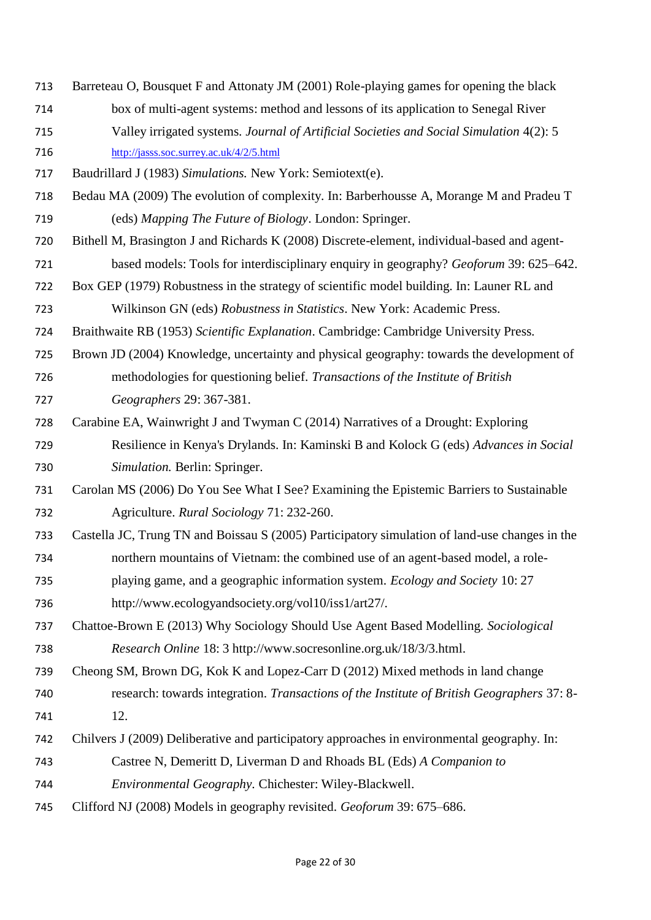Barreteau O, Bousquet F and Attonaty JM (2001) Role-playing games for opening the black box of multi-agent systems: method and lessons of its application to Senegal River Valley irrigated systems. *Journal of Artificial Societies and Social Simulation* 4(2): 5 http://jasss.soc.surrey.ac.uk/4/2/5.html

Baudrillard J (1983) *Simulations.* New York: Semiotext(e).

Bedau MA (2009) The evolution of complexity. In: Barberhousse A, Morange M and Pradeu T (eds) *Mapping The Future of Biology*. London: Springer.

Bithell M, Brasington J and Richards K (2008) Discrete-element, individual-based and agent-based models: Tools for interdisciplinary enquiry in geography? *Geoforum* 39: 625–642.

Box GEP (1979) Robustness in the strategy of scientific model building. In: Launer RL and Wilkinson GN (eds) *Robustness in Statistics*. New York: Academic Press.

Braithwaite RB (1953) *Scientific Explanation*. Cambridge: Cambridge University Press.

Brown JD (2004) Knowledge, uncertainty and physical geography: towards the development of methodologies for questioning belief. *Transactions of the Institute of British Geographers* 29: 367-381.

Carabine EA, Wainwright J and Twyman C (2014) Narratives of a Drought: Exploring Resilience in Kenya's Drylands. In: Kaminski B and Kolock G (eds) *Advances in Social Simulation.* Berlin: Springer.

Carolan MS (2006) Do You See What I See? Examining the Epistemic Barriers to Sustainable Agriculture. *Rural Sociology* 71: 232-260.

Castella JC, Trung TN and Boissau S (2005) Participatory simulation of land-use changes in the northern mountains of Vietnam: the combined use of an agent-based model, a role-playing game, and a geographic information system. *Ecology and Society* 10: 27 http://www.ecologyandsociety.org/vol10/iss1/art27/.

Chattoe-Brown E (2013) Why Sociology Should Use Agent Based Modelling. *Sociological Research Online* 18: 3 http://www.socresonline.org.uk/18/3/3.html.

Cheong SM, Brown DG, Kok K and Lopez-Carr D (2012) Mixed methods in land change research: towards integration. *Transactions of the Institute of British Geographers* 37: 8-12.

Chilvers J (2009) Deliberative and participatory approaches in environmental geography. In: Castree N, Demeritt D, Liverman D and Rhoads BL (Eds) *A Companion to Environmental Geography*. Chichester: Wiley-Blackwell.

Clifford NJ (2008) Models in geography revisited. *Geoforum* 39: 675–686.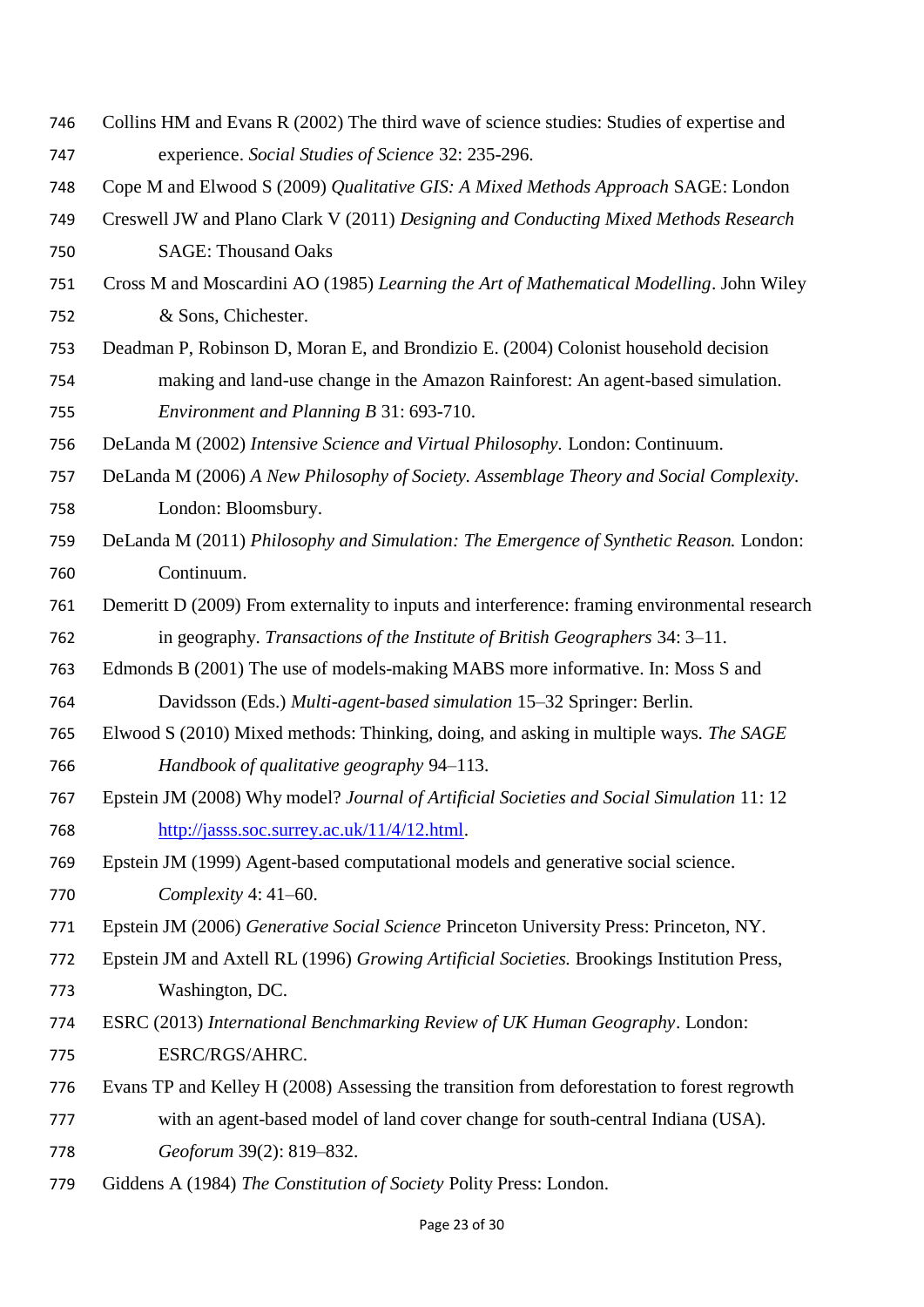Collins HM and Evans R (2002) The third wave of science studies: Studies of expertise and experience. *Social Studies of Science* 32: 235-296.

Cope M and Elwood S (2009) *Qualitative GIS: A Mixed Methods Approach* SAGE: London

Creswell JW and Plano Clark V (2011) *Designing and Conducting Mixed Methods Research* SAGE: Thousand Oaks

Cross M and Moscardini AO (1985) *Learning the Art of Mathematical Modelling*. John Wiley & Sons, Chichester.

Deadman P, Robinson D, Moran E, and Brondizio E. (2004) Colonist household decision making and land-use change in the Amazon Rainforest: An agent-based simulation. *Environment and Planning B* 31: 693-710.

DeLanda M (2002) *Intensive Science and Virtual Philosophy.* London: Continuum.

DeLanda M (2006) *A New Philosophy of Society. Assemblage Theory and Social Complexity*. London: Bloomsbury.

DeLanda M (2011) *Philosophy and Simulation: The Emergence of Synthetic Reason.* London: Continuum.

Demeritt D (2009) From externality to inputs and interference: framing environmental research in geography. *Transactions of the Institute of British Geographers* 34: 3–11.

Edmonds B (2001) The use of models-making MABS more informative. In: Moss S and Davidsson (Eds.) *Multi-agent-based simulation* 15–32 Springer: Berlin.

Elwood S (2010) Mixed methods: Thinking, doing, and asking in multiple ways. *The SAGE Handbook of qualitative geography* 94–113.

Epstein JM (2008) Why model? *Journal of Artificial Societies and Social Simulation* 11: 12 http://jasss.soc.surrey.ac.uk/11/4/12.html.

Epstein JM (1999) Agent-based computational models and generative social science. *Complexity* 4: 41–60.

Epstein JM (2006) *Generative Social Science* Princeton University Press: Princeton, NY.

Epstein JM and Axtell RL (1996) *Growing Artificial Societies.* Brookings Institution Press, Washington, DC.

ESRC (2013) *International Benchmarking Review of UK Human Geography*. London: ESRC/RGS/AHRC.

Evans TP and Kelley H (2008) Assessing the transition from deforestation to forest regrowth with an agent-based model of land cover change for south-central Indiana (USA). *Geoforum* 39(2): 819–832.

Giddens A (1984) *The Constitution of Society* Polity Press: London.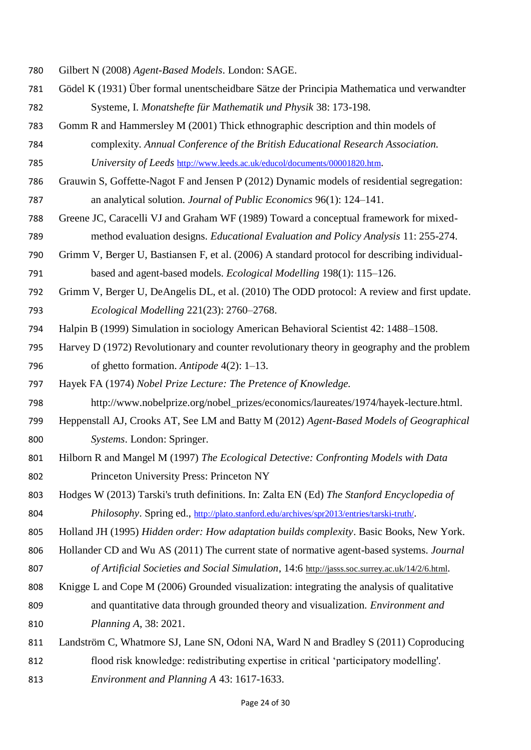Gilbert N (2008) *Agent-Based Models*. London: SAGE.

Gödel K (1931) Über formal unentscheidbare Sätze der Principia Mathematica und verwandter Systeme, I. *Monatshefte für Mathematik und Physik* 38: 173-198.

Gomm R and Hammersley M (2001) Thick ethnographic description and thin models of complexity. *Annual Conference of the British Educational Research Association. University of Leeds* http://www.leeds.ac.uk/educol/documents/00001820.htm.

Grauwin S, Goffette-Nagot F and Jensen P (2012) Dynamic models of residential segregation: an analytical solution. *Journal of Public Economics* 96(1): 124–141.

Greene JC, Caracelli VJ and Graham WF (1989) Toward a conceptual framework for mixed-method evaluation designs. *Educational Evaluation and Policy Analysis* 11: 255-274.

Grimm V, Berger U, Bastiansen F, et al. (2006) A standard protocol for describing individual-based and agent-based models. *Ecological Modelling* 198(1): 115–126.

Grimm V, Berger U, DeAngelis DL, et al. (2010) The ODD protocol: A review and first update. *Ecological Modelling* 221(23): 2760–2768.

Halpin B (1999) Simulation in sociology American Behavioral Scientist 42: 1488–1508.

Harvey D (1972) Revolutionary and counter revolutionary theory in geography and the problem of ghetto formation. *Antipode* 4(2): 1–13.

Hayek FA (1974) *Nobel Prize Lecture: The Pretence of Knowledge.* http://www.nobelprize.org/nobel_prizes/economics/laureates/1974/hayek-lecture.html.

Heppenstall AJ, Crooks AT, See LM and Batty M (2012) *Agent-Based Models of Geographical Systems*. London: Springer.

Hilborn R and Mangel M (1997) *The Ecological Detective: Confronting Models with Data* Princeton University Press: Princeton NY

Hodges W (2013) Tarski's truth definitions. In: Zalta EN (Ed) *The Stanford Encyclopedia of Philosophy*. Spring ed., http://plato.stanford.edu/archives/spr2013/entries/tarski-truth/.

Holland JH (1995) *Hidden order: How adaptation builds complexity*. Basic Books, New York.

Hollander CD and Wu AS (2011) The current state of normative agent-based systems. *Journal of Artificial Societies and Social Simulation*, 14:6 http://jasss.soc.surrey.ac.uk/14/2/6.html.

Knigge L and Cope M (2006) Grounded visualization: integrating the analysis of qualitative and quantitative data through grounded theory and visualization. *Environment and Planning A*, 38: 2021.

Landström C, Whatmore SJ, Lane SN, Odoni NA, Ward N and Bradley S (2011) Coproducing flood risk knowledge: redistributing expertise in critical 'participatory modelling'. *Environment and Planning A* 43: 1617-1633.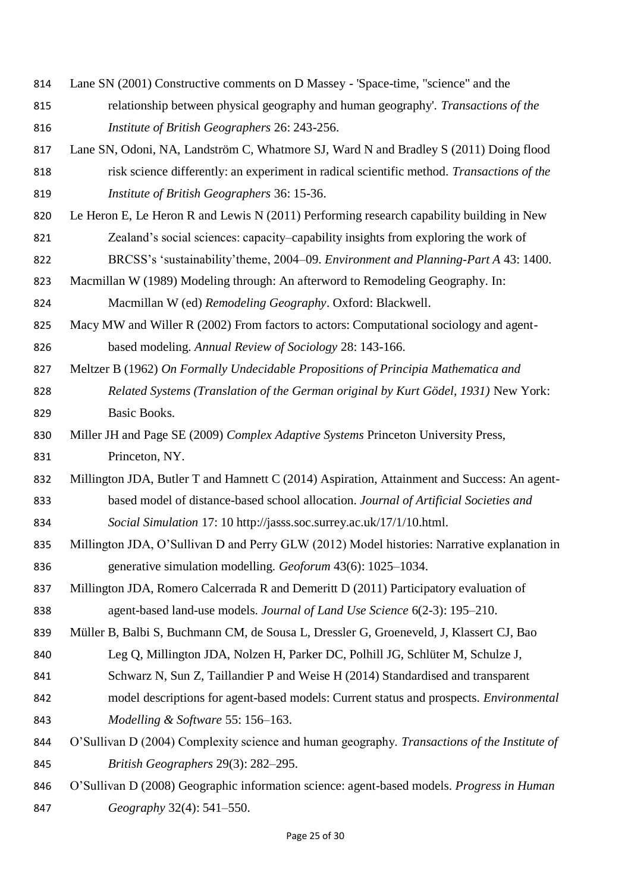Lane SN (2001) Constructive comments on D Massey - 'Space-time, "science" and the relationship between physical geography and human geography'. *Transactions of the Institute of British Geographers* 26: 243-256.

Lane SN, Odoni, NA, Landström C, Whatmore SJ, Ward N and Bradley S (2011) Doing flood risk science differently: an experiment in radical scientific method. *Transactions of the Institute of British Geographers* 36: 15-36.

Le Heron E, Le Heron R and Lewis N (2011) Performing research capability building in New Zealand's social sciences: capacity–capability insights from exploring the work of BRCSS's 'sustainability'theme, 2004–09. *Environment and Planning-Part A* 43: 1400.

Macmillan W (1989) Modeling through: An afterword to Remodeling Geography. In: Macmillan W (ed) *Remodeling Geography*. Oxford: Blackwell.

Macy MW and Willer R (2002) From factors to actors: Computational sociology and agent-based modeling. *Annual Review of Sociology* 28: 143-166.

Meltzer B (1962) *On Formally Undecidable Propositions of Principia Mathematica and Related Systems (Translation of the German original by Kurt Gödel, 1931)* New York: Basic Books.

Miller JH and Page SE (2009) *Complex Adaptive Systems* Princeton University Press, Princeton, NY.

Millington JDA, Butler T and Hamnett C (2014) Aspiration, Attainment and Success: An agent-based model of distance-based school allocation. *Journal of Artificial Societies and Social Simulation* 17: 10 http://jasss.soc.surrey.ac.uk/17/1/10.html.

Millington JDA, O'Sullivan D and Perry GLW (2012) Model histories: Narrative explanation in generative simulation modelling. *Geoforum* 43(6): 1025–1034.

Millington JDA, Romero Calcerrada R and Demeritt D (2011) Participatory evaluation of agent-based land-use models. *Journal of Land Use Science* 6(2-3): 195–210.

Müller B, Balbi S, Buchmann CM, de Sousa L, Dressler G, Groeneveld, J, Klassert CJ, Bao Leg Q, Millington JDA, Nolzen H, Parker DC, Polhill JG, Schlüter M, Schulze J, Schwarz N, Sun Z, Taillandier P and Weise H (2014) Standardised and transparent model descriptions for agent-based models: Current status and prospects. *Environmental Modelling & Software* 55: 156–163.

O'Sullivan D (2004) Complexity science and human geography. *Transactions of the Institute of British Geographers* 29(3): 282–295.

O'Sullivan D (2008) Geographic information science: agent-based models. *Progress in Human Geography* 32(4): 541–550.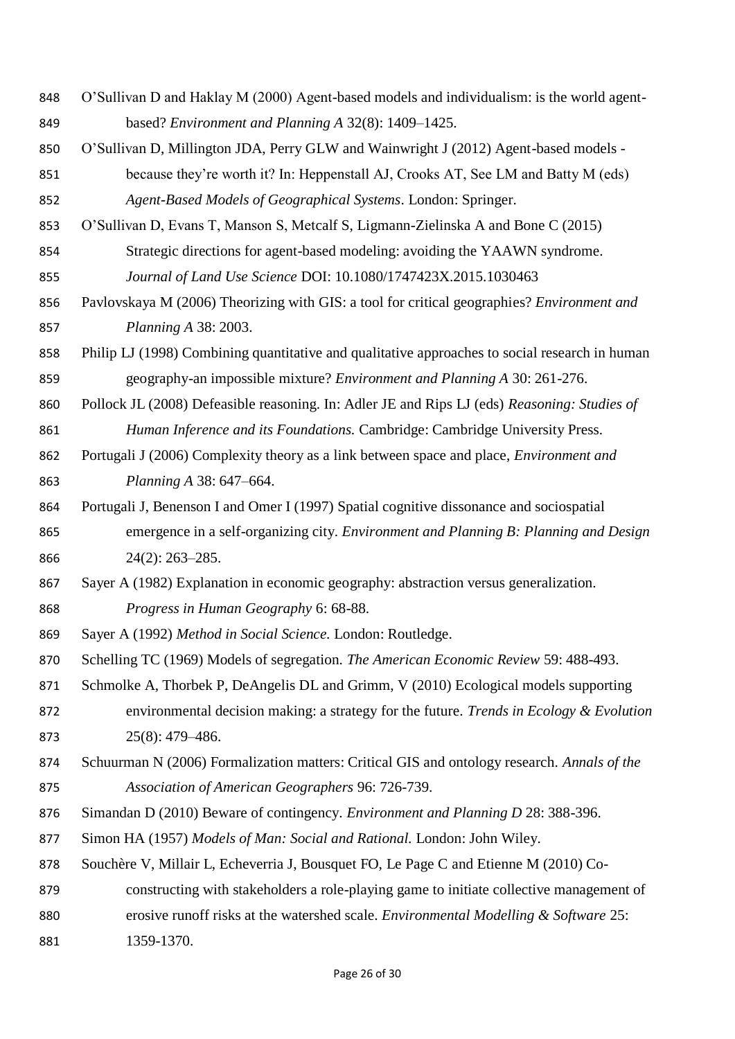O'Sullivan D and Haklay M (2000) Agent-based models and individualism: is the world agent-based? *Environment and Planning A* 32(8): 1409–1425.

O'Sullivan D, Millington JDA, Perry GLW and Wainwright J (2012) Agent-based models - because they're worth it? In: Heppenstall AJ, Crooks AT, See LM and Batty M (eds) *Agent-Based Models of Geographical Systems*. London: Springer.

O'Sullivan D, Evans T, Manson S, Metcalf S, Ligmann-Zielinska A and Bone C (2015) Strategic directions for agent-based modeling: avoiding the YAAWN syndrome. *Journal of Land Use Science* DOI: 10.1080/1747423X.2015.1030463

Pavlovskaya M (2006) Theorizing with GIS: a tool for critical geographies? *Environment and Planning A* 38: 2003.

Philip LJ (1998) Combining quantitative and qualitative approaches to social research in human geography-an impossible mixture? *Environment and Planning A* 30: 261-276.

Pollock JL (2008) Defeasible reasoning. In: Adler JE and Rips LJ (eds) *Reasoning: Studies of Human Inference and its Foundations.* Cambridge: Cambridge University Press.

Portugali J (2006) Complexity theory as a link between space and place, *Environment and Planning A* 38: 647–664.

Portugali J, Benenson I and Omer I (1997) Spatial cognitive dissonance and sociospatial emergence in a self-organizing city. *Environment and Planning B: Planning and Design* 24(2): 263–285.

Sayer A (1982) Explanation in economic geography: abstraction versus generalization. *Progress in Human Geography* 6: 68-88.

Sayer A (1992) *Method in Social Science.* London: Routledge.

Schelling TC (1969) Models of segregation. *The American Economic Review* 59: 488-493.

Schmolke A, Thorbek P, DeAngelis DL and Grimm, V (2010) Ecological models supporting environmental decision making: a strategy for the future. *Trends in Ecology & Evolution* 25(8): 479–486.

Schuurman N (2006) Formalization matters: Critical GIS and ontology research. *Annals of the Association of American Geographers* 96: 726-739.

Simandan D (2010) Beware of contingency. *Environment and Planning D* 28: 388-396.

Simon HA (1957) *Models of Man: Social and Rational.* London: John Wiley.

Souchère V, Millair L, Echeverria J, Bousquet FO, Le Page C and Etienne M (2010) Co-constructing with stakeholders a role-playing game to initiate collective management of erosive runoff risks at the watershed scale. *Environmental Modelling & Software* 25: 1359-1370.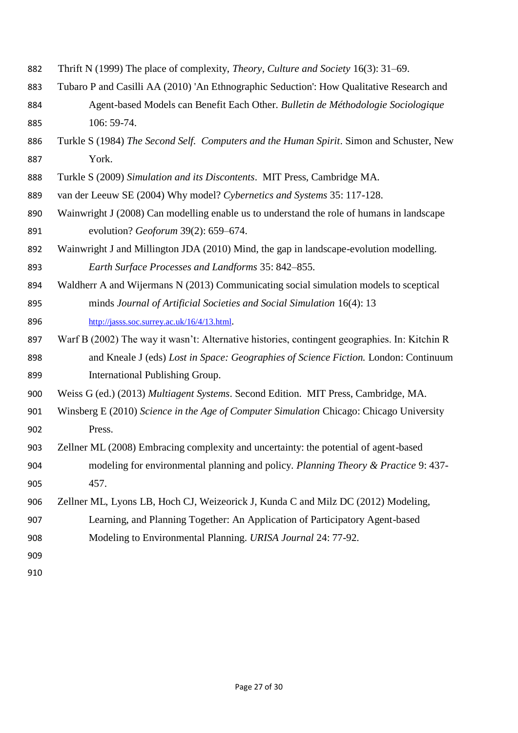Thrift N (1999) The place of complexity, *Theory, Culture and Society* 16(3): 31–69.

Tubaro P and Casilli AA (2010) 'An Ethnographic Seduction': How Qualitative Research and Agent-based Models can Benefit Each Other. *Bulletin de Méthodologie Sociologique* 106: 59-74.

Turkle S (1984) *The Second Self. Computers and the Human Spirit*. Simon and Schuster, New York.

Turkle S (2009) *Simulation and its Discontents*. MIT Press, Cambridge MA.

van der Leeuw SE (2004) Why model? *Cybernetics and Systems* 35: 117-128.

Wainwright J (2008) Can modelling enable us to understand the role of humans in landscape evolution? *Geoforum* 39(2): 659–674.

Wainwright J and Millington JDA (2010) Mind, the gap in landscape-evolution modelling. *Earth Surface Processes and Landforms* 35: 842–855.

Waldherr A and Wijermans N (2013) Communicating social simulation models to sceptical minds *Journal of Artificial Societies and Social Simulation* 16(4): 13 http://jasss.soc.surrey.ac.uk/16/4/13.html.

Warf B (2002) The way it wasn't: Alternative histories, contingent geographies. In: Kitchin R and Kneale J (eds) *Lost in Space: Geographies of Science Fiction.* London: Continuum International Publishing Group.

Weiss G (ed.) (2013) *Multiagent Systems*. Second Edition. MIT Press, Cambridge, MA.

Winsberg E (2010) *Science in the Age of Computer Simulation* Chicago: Chicago University Press.

Zellner ML (2008) Embracing complexity and uncertainty: the potential of agent-based modeling for environmental planning and policy. *Planning Theory & Practice* 9: 437-457.

Zellner ML, Lyons LB, Hoch CJ, Weizeorick J, Kunda C and Milz DC (2012) Modeling, Learning, and Planning Together: An Application of Participatory Agent-based Modeling to Environmental Planning. *URISA Journal* 24: 77-92.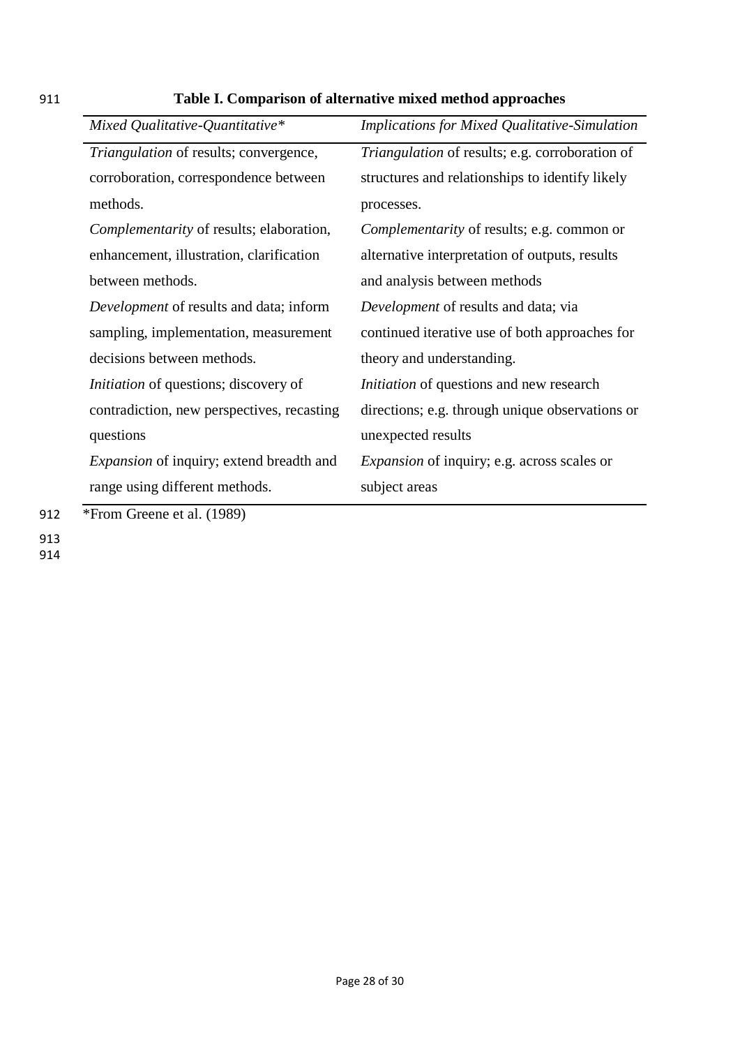**Table I. Comparison of alternative mixed method approaches**

| *Mixed Qualitative-Quantitative** | *Implications for Mixed Qualitative-Simulation* |
|---|---|
| *Triangulation* of results; convergence, corroboration, correspondence between methods. | *Triangulation* of results; e.g. corroboration of structures and relationships to identify likely processes. |
| *Complementarity* of results; elaboration, enhancement, illustration, clarification between methods. | *Complementarity* of results; e.g. common or alternative interpretation of outputs, results and analysis between methods |
| *Development* of results and data; inform sampling, implementation, measurement decisions between methods. | *Development* of results and data; via continued iterative use of both approaches for theory and understanding. |
| *Initiation* of questions; discovery of contradiction, new perspectives, recasting questions | *Initiation* of questions and new research directions; e.g. through unique observations or unexpected results |
| *Expansion* of inquiry; extend breadth and range using different methods. | *Expansion* of inquiry; e.g. across scales or subject areas |

*From Greene et al. (1989)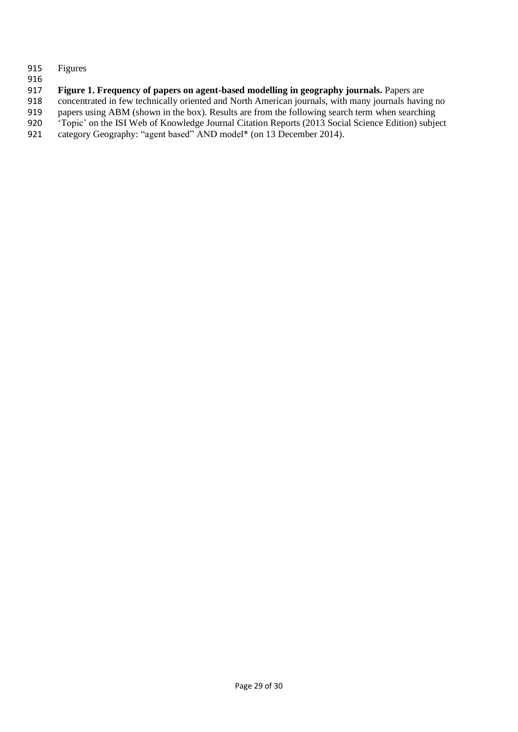Figures

**Figure 1. Frequency of papers on agent-based modelling in geography journals.** Papers are concentrated in few technically oriented and North American journals, with many journals having no papers using ABM (shown in the box). Results are from the following search term when searching 'Topic' on the ISI Web of Knowledge Journal Citation Reports (2013 Social Science Edition) subject category Geography: "agent based" AND model* (on 13 December 2014).